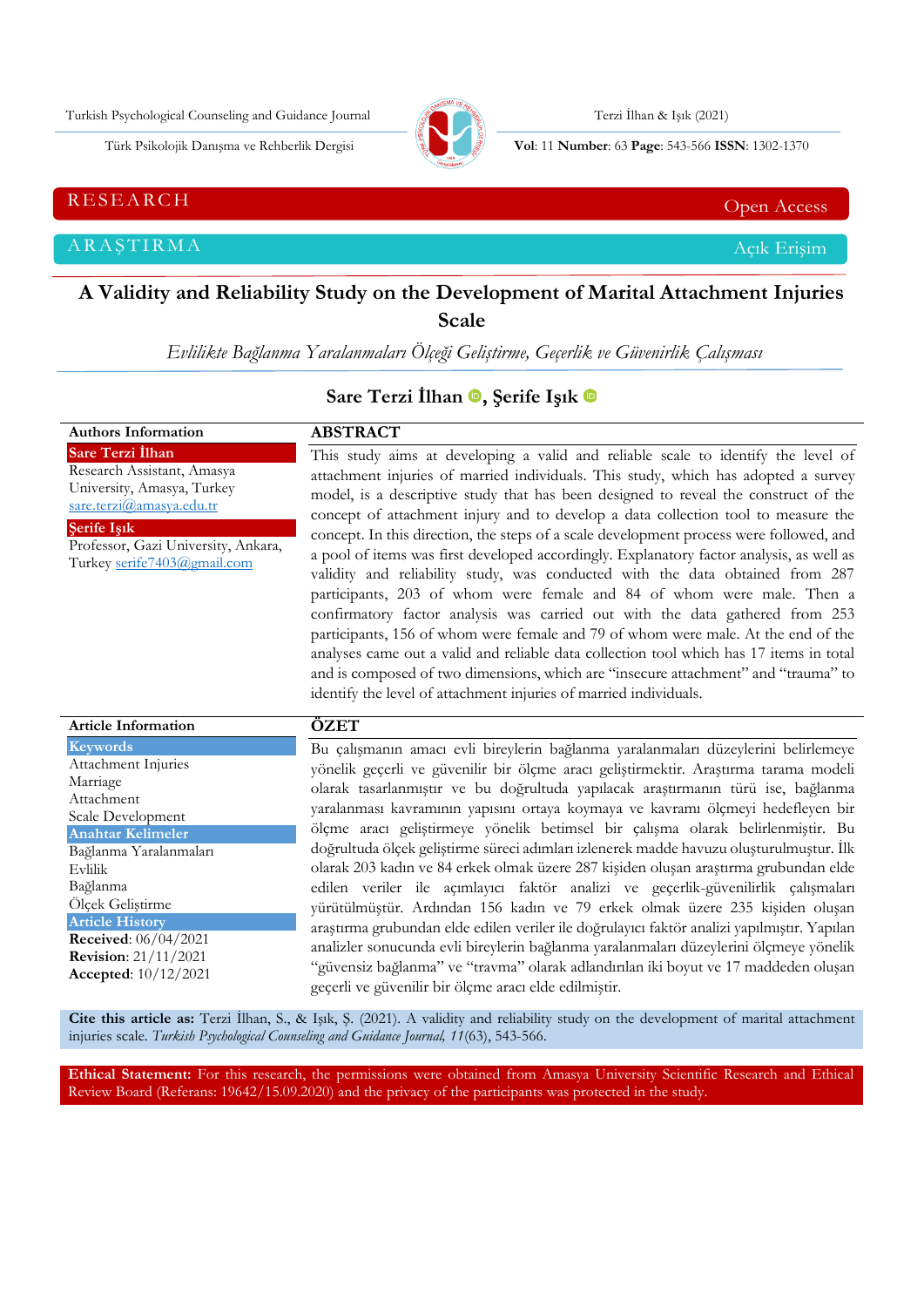RESEARCH — Open Access

ARAŞTIRMA — Açık Erişim

# A Validity and Reliability Study on the Development of Marital Attachment Injuries Scale

*Evlilikte Bağlanma Yaralanmaları Ölçeği Geliştirme, Geçerlik ve Güvenirlik Çalışması*

**Sare Terzi İlhan, Şerife Işık**

**Authors Information**

**Sare Terzi İlhan**
Research Assistant, Amasya University, Amasya, Turkey
sare.terzi@amasya.edu.tr

**Şerife Işık**
Professor, Gazi University, Ankara, Turkey serife7403@gmail.com

## ABSTRACT

This study aims at developing a valid and reliable scale to identify the level of attachment injuries of married individuals. This study, which has adopted a survey model, is a descriptive study that has been designed to reveal the construct of the concept of attachment injury and to develop a data collection tool to measure the concept. In this direction, the steps of a scale development process were followed, and a pool of items was first developed accordingly. Explanatory factor analysis, as well as validity and reliability study, was conducted with the data obtained from 287 participants, 203 of whom were female and 84 of whom were male. Then a confirmatory factor analysis was carried out with the data gathered from 253 participants, 156 of whom were female and 79 of whom were male. At the end of the analyses came out a valid and reliable data collection tool which has 17 items in total and is composed of two dimensions, which are "insecure attachment" and "trauma" to identify the level of attachment injuries of married individuals.

**Article Information**

**Keywords**
Attachment Injuries
Marriage
Attachment
Scale Development

**Anahtar Kelimeler**
Bağlanma Yaralanmaları
Evlilik
Bağlanma
Ölçek Geliştirme

**Article History**
**Received**: 06/04/2021
**Revision**: 21/11/2021
**Accepted**: 10/12/2021

## ÖZET

Bu çalışmanın amacı evli bireylerin bağlanma yaralanmaları düzeylerini belirlemeye yönelik geçerli ve güvenilir bir ölçme aracı geliştirmektir. Araştırma tarama modeli olarak tasarlanmıştır ve bu doğrultuda yapılacak araştırmanın türü ise, bağlanma yaralanması kavramının yapısını ortaya koymaya ve kavramı ölçmeyi hedefleyen bir ölçme aracı geliştirmeye yönelik betimsel bir çalışma olarak belirlenmiştir. Bu doğrultuda ölçek geliştirme süreci adımları izlenerek madde havuzu oluşturulmuştur. İlk olarak 203 kadın ve 84 erkek olmak üzere 287 kişiden oluşan araştırma grubundan elde edilen veriler ile açımlayıcı faktör analizi ve geçerlik-güvenilirlik çalışmaları yürütülmüştür. Ardından 156 kadın ve 79 erkek olmak üzere 235 kişiden oluşan araştırma grubundan elde edilen veriler ile doğrulayıcı faktör analizi yapılmıştır. Yapılan analizler sonucunda evli bireylerin bağlanma yaralanmaları düzeylerini ölçmeye yönelik "güvensiz bağlanma" ve "travma" olarak adlandırılan iki boyut ve 17 maddeden oluşan geçerli ve güvenilir bir ölçme aracı elde edilmiştir.

**Cite this article as:** Terzi İlhan, S., & Işık, Ş. (2021). A validity and reliability study on the development of marital attachment injuries scale. *Turkish Psychological Counseling and Guidance Journal, 11*(63), 543-566.

**Ethical Statement:** For this research, the permissions were obtained from Amasya University Scientific Research and Ethical Review Board (Referans: 19642/15.09.2020) and the privacy of the participants was protected in the study.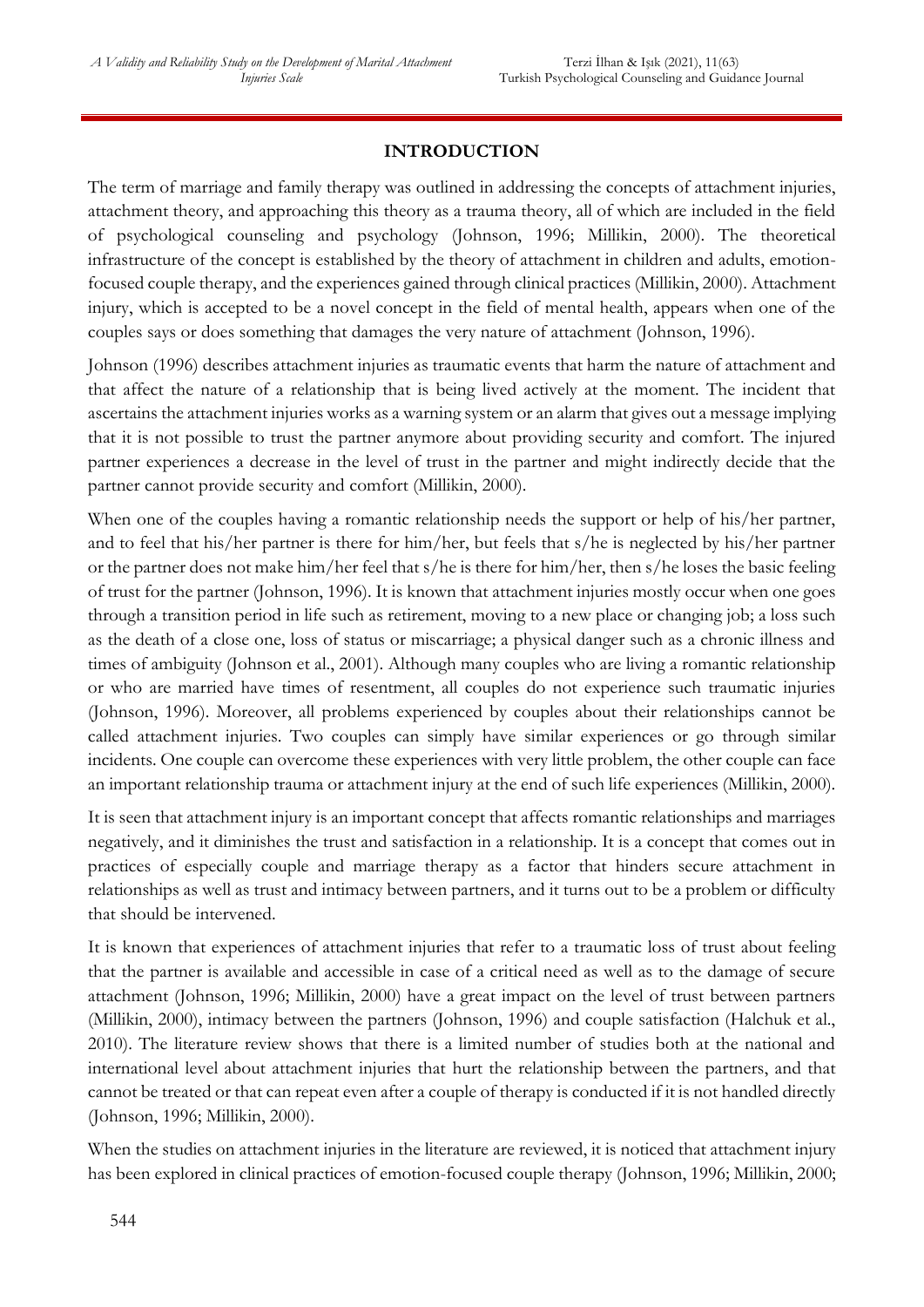## INTRODUCTION

The term of marriage and family therapy was outlined in addressing the concepts of attachment injuries, attachment theory, and approaching this theory as a trauma theory, all of which are included in the field of psychological counseling and psychology (Johnson, 1996; Millikin, 2000). The theoretical infrastructure of the concept is established by the theory of attachment in children and adults, emotion-focused couple therapy, and the experiences gained through clinical practices (Millikin, 2000). Attachment injury, which is accepted to be a novel concept in the field of mental health, appears when one of the couples says or does something that damages the very nature of attachment (Johnson, 1996).

Johnson (1996) describes attachment injuries as traumatic events that harm the nature of attachment and that affect the nature of a relationship that is being lived actively at the moment. The incident that ascertains the attachment injuries works as a warning system or an alarm that gives out a message implying that it is not possible to trust the partner anymore about providing security and comfort. The injured partner experiences a decrease in the level of trust in the partner and might indirectly decide that the partner cannot provide security and comfort (Millikin, 2000).

When one of the couples having a romantic relationship needs the support or help of his/her partner, and to feel that his/her partner is there for him/her, but feels that s/he is neglected by his/her partner or the partner does not make him/her feel that s/he is there for him/her, then s/he loses the basic feeling of trust for the partner (Johnson, 1996). It is known that attachment injuries mostly occur when one goes through a transition period in life such as retirement, moving to a new place or changing job; a loss such as the death of a close one, loss of status or miscarriage; a physical danger such as a chronic illness and times of ambiguity (Johnson et al., 2001). Although many couples who are living a romantic relationship or who are married have times of resentment, all couples do not experience such traumatic injuries (Johnson, 1996). Moreover, all problems experienced by couples about their relationships cannot be called attachment injuries. Two couples can simply have similar experiences or go through similar incidents. One couple can overcome these experiences with very little problem, the other couple can face an important relationship trauma or attachment injury at the end of such life experiences (Millikin, 2000).

It is seen that attachment injury is an important concept that affects romantic relationships and marriages negatively, and it diminishes the trust and satisfaction in a relationship. It is a concept that comes out in practices of especially couple and marriage therapy as a factor that hinders secure attachment in relationships as well as trust and intimacy between partners, and it turns out to be a problem or difficulty that should be intervened.

It is known that experiences of attachment injuries that refer to a traumatic loss of trust about feeling that the partner is available and accessible in case of a critical need as well as to the damage of secure attachment (Johnson, 1996; Millikin, 2000) have a great impact on the level of trust between partners (Millikin, 2000), intimacy between the partners (Johnson, 1996) and couple satisfaction (Halchuk et al., 2010). The literature review shows that there is a limited number of studies both at the national and international level about attachment injuries that hurt the relationship between the partners, and that cannot be treated or that can repeat even after a couple of therapy is conducted if it is not handled directly (Johnson, 1996; Millikin, 2000).

When the studies on attachment injuries in the literature are reviewed, it is noticed that attachment injury has been explored in clinical practices of emotion-focused couple therapy (Johnson, 1996; Millikin, 2000;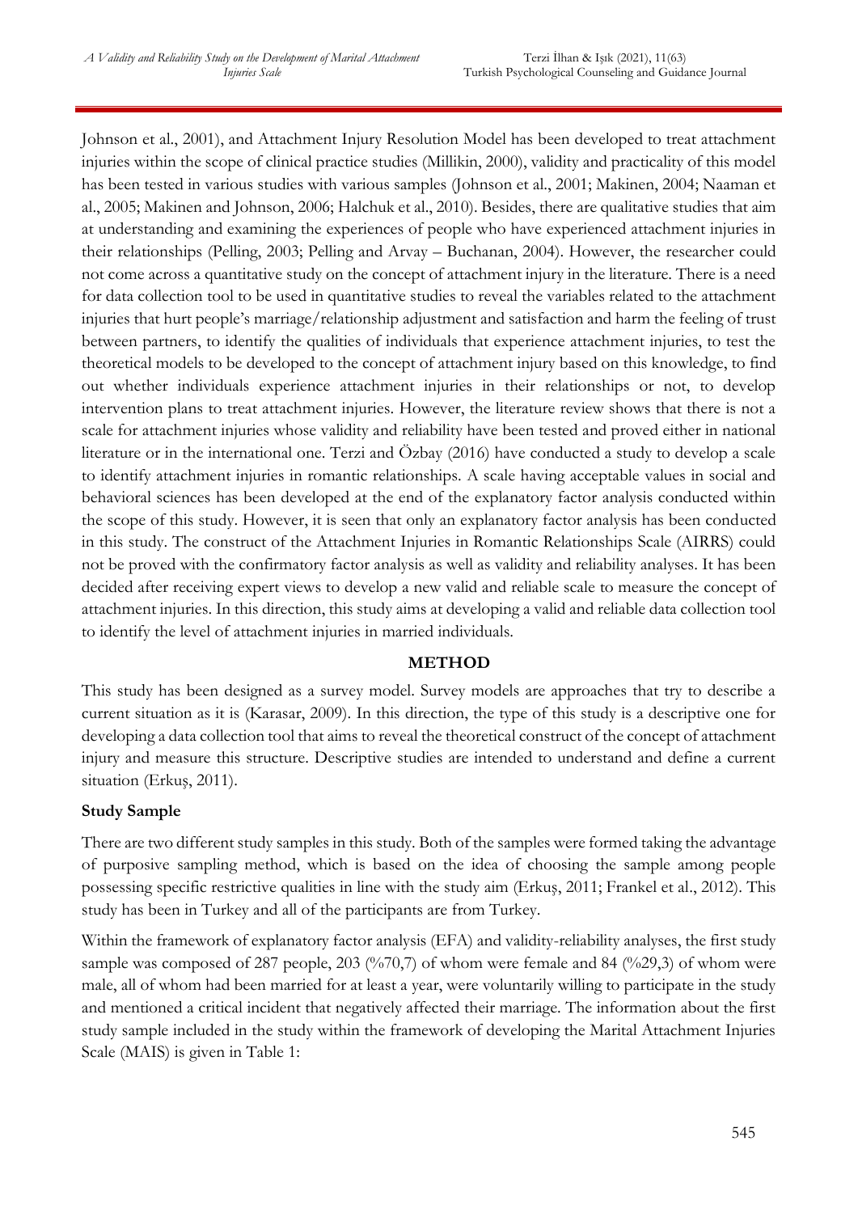Johnson et al., 2001), and Attachment Injury Resolution Model has been developed to treat attachment injuries within the scope of clinical practice studies (Millikin, 2000), validity and practicality of this model has been tested in various studies with various samples (Johnson et al., 2001; Makinen, 2004; Naaman et al., 2005; Makinen and Johnson, 2006; Halchuk et al., 2010). Besides, there are qualitative studies that aim at understanding and examining the experiences of people who have experienced attachment injuries in their relationships (Pelling, 2003; Pelling and Arvay – Buchanan, 2004). However, the researcher could not come across a quantitative study on the concept of attachment injury in the literature. There is a need for data collection tool to be used in quantitative studies to reveal the variables related to the attachment injuries that hurt people's marriage/relationship adjustment and satisfaction and harm the feeling of trust between partners, to identify the qualities of individuals that experience attachment injuries, to test the theoretical models to be developed to the concept of attachment injury based on this knowledge, to find out whether individuals experience attachment injuries in their relationships or not, to develop intervention plans to treat attachment injuries. However, the literature review shows that there is not a scale for attachment injuries whose validity and reliability have been tested and proved either in national literature or in the international one. Terzi and Özbay (2016) have conducted a study to develop a scale to identify attachment injuries in romantic relationships. A scale having acceptable values in social and behavioral sciences has been developed at the end of the explanatory factor analysis conducted within the scope of this study. However, it is seen that only an explanatory factor analysis has been conducted in this study. The construct of the Attachment Injuries in Romantic Relationships Scale (AIRRS) could not be proved with the confirmatory factor analysis as well as validity and reliability analyses. It has been decided after receiving expert views to develop a new valid and reliable scale to measure the concept of attachment injuries. In this direction, this study aims at developing a valid and reliable data collection tool to identify the level of attachment injuries in married individuals.

## METHOD

This study has been designed as a survey model. Survey models are approaches that try to describe a current situation as it is (Karasar, 2009). In this direction, the type of this study is a descriptive one for developing a data collection tool that aims to reveal the theoretical construct of the concept of attachment injury and measure this structure. Descriptive studies are intended to understand and define a current situation (Erkuş, 2011).

### Study Sample

There are two different study samples in this study. Both of the samples were formed taking the advantage of purposive sampling method, which is based on the idea of choosing the sample among people possessing specific restrictive qualities in line with the study aim (Erkuş, 2011; Frankel et al., 2012). This study has been in Turkey and all of the participants are from Turkey.

Within the framework of explanatory factor analysis (EFA) and validity-reliability analyses, the first study sample was composed of 287 people, 203 (%70,7) of whom were female and 84 (%29,3) of whom were male, all of whom had been married for at least a year, were voluntarily willing to participate in the study and mentioned a critical incident that negatively affected their marriage. The information about the first study sample included in the study within the framework of developing the Marital Attachment Injuries Scale (MAIS) is given in Table 1: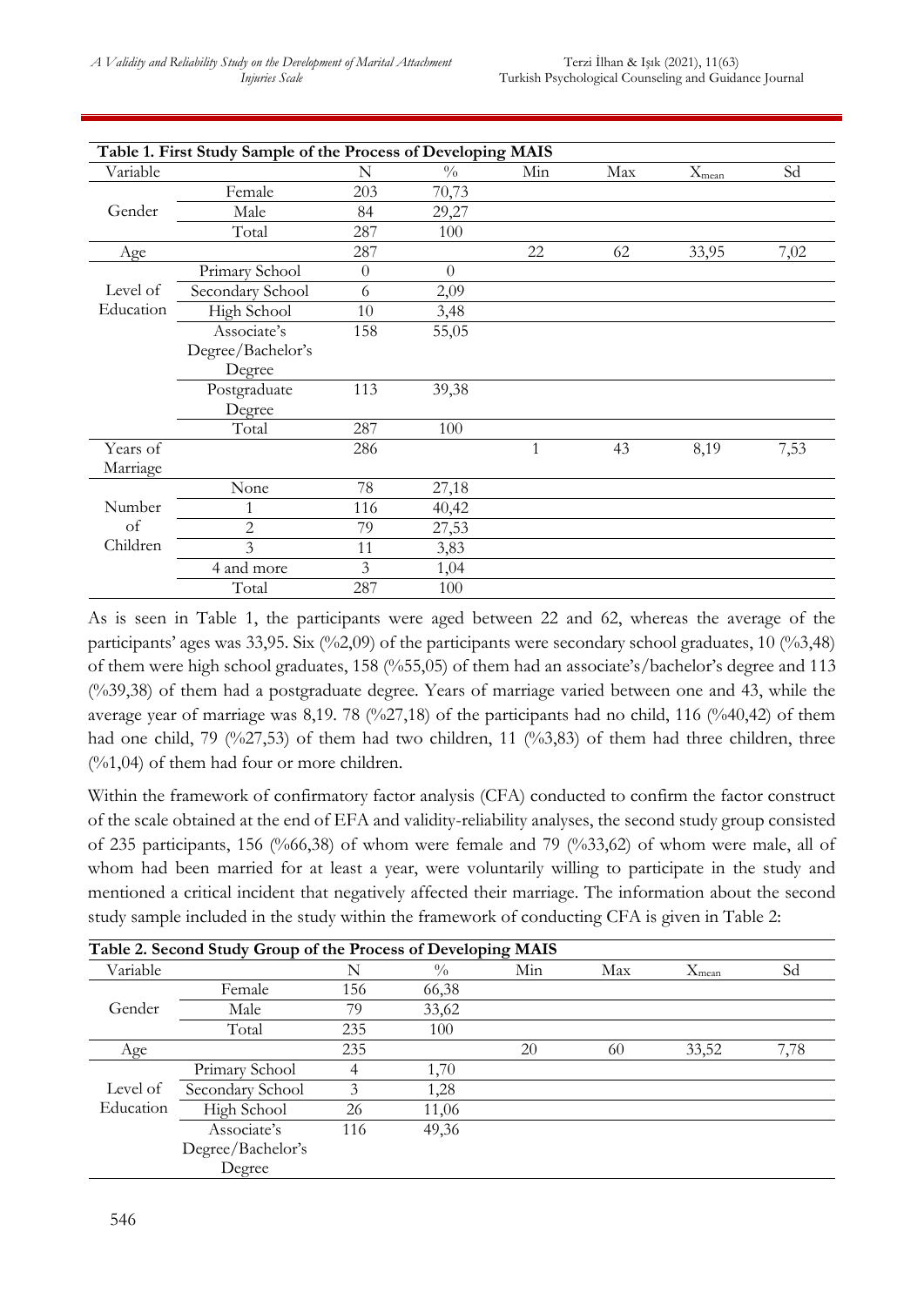**Table 1. First Study Sample of the Process of Developing MAIS**

| Variable | | N | % | Min | Max | $X_{mean}$ | Sd |
|---|---|---|---|---|---|---|---|
| Gender | Female | 203 | 70,73 | | | | |
| | Male | 84 | 29,27 | | | | |
| | Total | 287 | 100 | | | | |
| Age | | 287 | | 22 | 62 | 33,95 | 7,02 |
| Level of Education | Primary School | 0 | 0 | | | | |
| | Secondary School | 6 | 2,09 | | | | |
| | High School | 10 | 3,48 | | | | |
| | Associate's Degree/Bachelor's Degree | 158 | 55,05 | | | | |
| | Postgraduate Degree | 113 | 39,38 | | | | |
| | Total | 287 | 100 | | | | |
| Years of Marriage | | 286 | | 1 | 43 | 8,19 | 7,53 |
| Number of Children | None | 78 | 27,18 | | | | |
| | 1 | 116 | 40,42 | | | | |
| | 2 | 79 | 27,53 | | | | |
| | 3 | 11 | 3,83 | | | | |
| | 4 and more | 3 | 1,04 | | | | |
| | Total | 287 | 100 | | | | |

As is seen in Table 1, the participants were aged between 22 and 62, whereas the average of the participants' ages was 33,95. Six (%2,09) of the participants were secondary school graduates, 10 (%3,48) of them were high school graduates, 158 (%55,05) of them had an associate's/bachelor's degree and 113 (%39,38) of them had a postgraduate degree. Years of marriage varied between one and 43, while the average year of marriage was 8,19. 78 (%27,18) of the participants had no child, 116 (%40,42) of them had one child, 79 (%27,53) of them had two children, 11 (%3,83) of them had three children, three (%1,04) of them had four or more children.

Within the framework of confirmatory factor analysis (CFA) conducted to confirm the factor construct of the scale obtained at the end of EFA and validity-reliability analyses, the second study group consisted of 235 participants, 156 (%66,38) of whom were female and 79 (%33,62) of whom were male, all of whom had been married for at least a year, were voluntarily willing to participate in the study and mentioned a critical incident that negatively affected their marriage. The information about the second study sample included in the study within the framework of conducting CFA is given in Table 2:

**Table 2. Second Study Group of the Process of Developing MAIS**

| Variable | | N | % | Min | Max | $X_{mean}$ | Sd |
|---|---|---|---|---|---|---|---|
| Gender | Female | 156 | 66,38 | | | | |
| | Male | 79 | 33,62 | | | | |
| | Total | 235 | 100 | | | | |
| Age | | 235 | | 20 | 60 | 33,52 | 7,78 |
| Level of Education | Primary School | 4 | 1,70 | | | | |
| | Secondary School | 3 | 1,28 | | | | |
| | High School | 26 | 11,06 | | | | |
| | Associate's Degree/Bachelor's Degree | 116 | 49,36 | | | | |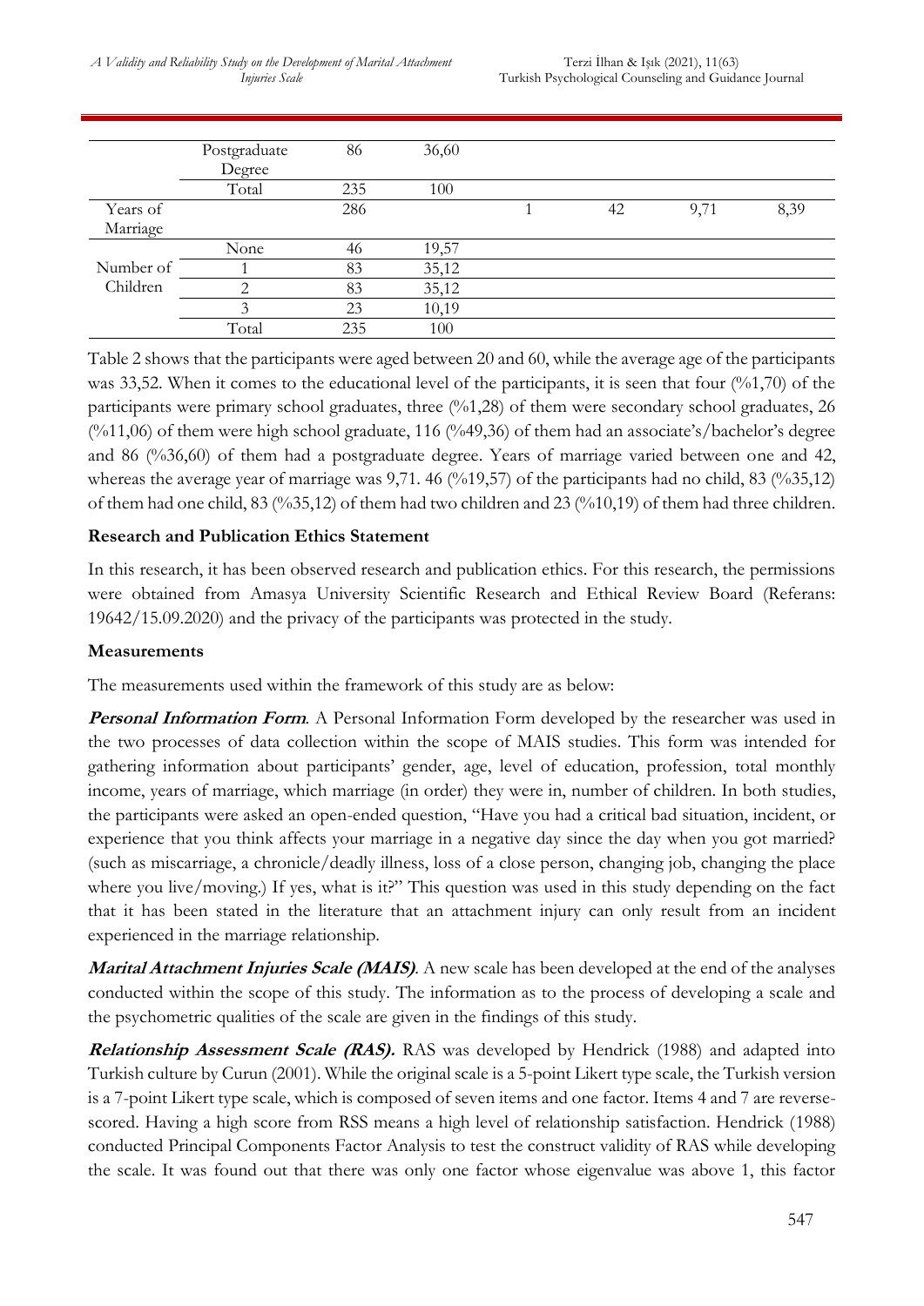| | | | | | | | |
|---|---|---|---|---|---|---|---|
| | Postgraduate Degree | 86 | 36,60 | | | | |
| | Total | 235 | 100 | | | | |
| Years of Marriage | | 286 | | 1 | 42 | 9,71 | 8,39 |
| Number of Children | None | 46 | 19,57 | | | | |
| | 1 | 83 | 35,12 | | | | |
| | 2 | 83 | 35,12 | | | | |
| | 3 | 23 | 10,19 | | | | |
| | Total | 235 | 100 | | | | |

Table 2 shows that the participants were aged between 20 and 60, while the average age of the participants was 33,52. When it comes to the educational level of the participants, it is seen that four (%1,70) of the participants were primary school graduates, three (%1,28) of them were secondary school graduates, 26 (%11,06) of them were high school graduate, 116 (%49,36) of them had an associate's/bachelor's degree and 86 (%36,60) of them had a postgraduate degree. Years of marriage varied between one and 42, whereas the average year of marriage was 9,71. 46 (%19,57) of the participants had no child, 83 (%35,12) of them had one child, 83 (%35,12) of them had two children and 23 (%10,19) of them had three children.

**Research and Publication Ethics Statement**

In this research, it has been observed research and publication ethics. For this research, the permissions were obtained from Amasya University Scientific Research and Ethical Review Board (Referans: 19642/15.09.2020) and the privacy of the participants was protected in the study.

**Measurements**

The measurements used within the framework of this study are as below:

***Personal Information Form***. A Personal Information Form developed by the researcher was used in the two processes of data collection within the scope of MAIS studies. This form was intended for gathering information about participants' gender, age, level of education, profession, total monthly income, years of marriage, which marriage (in order) they were in, number of children. In both studies, the participants were asked an open-ended question, "Have you had a critical bad situation, incident, or experience that you think affects your marriage in a negative day since the day when you got married? (such as miscarriage, a chronicle/deadly illness, loss of a close person, changing job, changing the place where you live/moving.) If yes, what is it?" This question was used in this study depending on the fact that it has been stated in the literature that an attachment injury can only result from an incident experienced in the marriage relationship.

***Marital Attachment Injuries Scale (MAIS)***. A new scale has been developed at the end of the analyses conducted within the scope of this study. The information as to the process of developing a scale and the psychometric qualities of the scale are given in the findings of this study.

***Relationship Assessment Scale (RAS).*** RAS was developed by Hendrick (1988) and adapted into Turkish culture by Curun (2001). While the original scale is a 5-point Likert type scale, the Turkish version is a 7-point Likert type scale, which is composed of seven items and one factor. Items 4 and 7 are reverse-scored. Having a high score from RSS means a high level of relationship satisfaction. Hendrick (1988) conducted Principal Components Factor Analysis to test the construct validity of RAS while developing the scale. It was found out that there was only one factor whose eigenvalue was above 1, this factor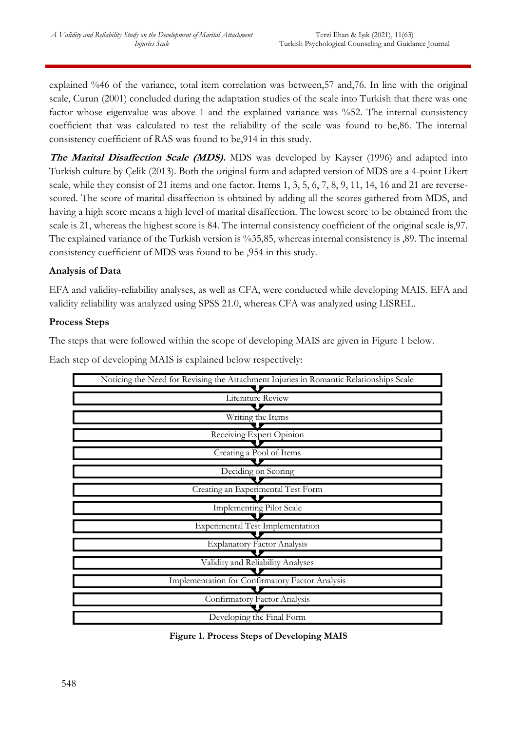explained %46 of the variance, total item correlation was between,57 and,76. In line with the original scale, Curun (2001) concluded during the adaptation studies of the scale into Turkish that there was one factor whose eigenvalue was above 1 and the explained variance was %52. The internal consistency coefficient that was calculated to test the reliability of the scale was found to be,86. The internal consistency coefficient of RAS was found to be,914 in this study.

***The Marital Disaffection Scale (MDS).*** MDS was developed by Kayser (1996) and adapted into Turkish culture by Çelik (2013). Both the original form and adapted version of MDS are a 4-point Likert scale, while they consist of 21 items and one factor. Items 1, 3, 5, 6, 7, 8, 9, 11, 14, 16 and 21 are reverse-scored. The score of marital disaffection is obtained by adding all the scores gathered from MDS, and having a high score means a high level of marital disaffection. The lowest score to be obtained from the scale is 21, whereas the highest score is 84. The internal consistency coefficient of the original scale is,97. The explained variance of the Turkish version is %35,85, whereas internal consistency is ,89. The internal consistency coefficient of MDS was found to be ,954 in this study.

**Analysis of Data**

EFA and validity-reliability analyses, as well as CFA, were conducted while developing MAIS. EFA and validity reliability was analyzed using SPSS 21.0, whereas CFA was analyzed using LISREL.

**Process Steps**

The steps that were followed within the scope of developing MAIS are given in Figure 1 below.

Each step of developing MAIS is explained below respectively:

Noticing the Need for Revising the Attachment Injuries in Romantic Relationships Scale
↓
Literature Review
↓
Writing the Items
↓
Receiving Expert Opinion
↓
Creating a Pool of Items
↓
Deciding on Scoring
↓
Creating an Experimental Test Form
↓
Implementing Pilot Scale
↓
Experimental Test Implementation
↓
Explanatory Factor Analysis
↓
Validity and Reliability Analyses
↓
Implementation for Confirmatory Factor Analysis
↓
Confirmatory Factor Analysis
↓
Developing the Final Form

**Figure 1. Process Steps of Developing MAIS**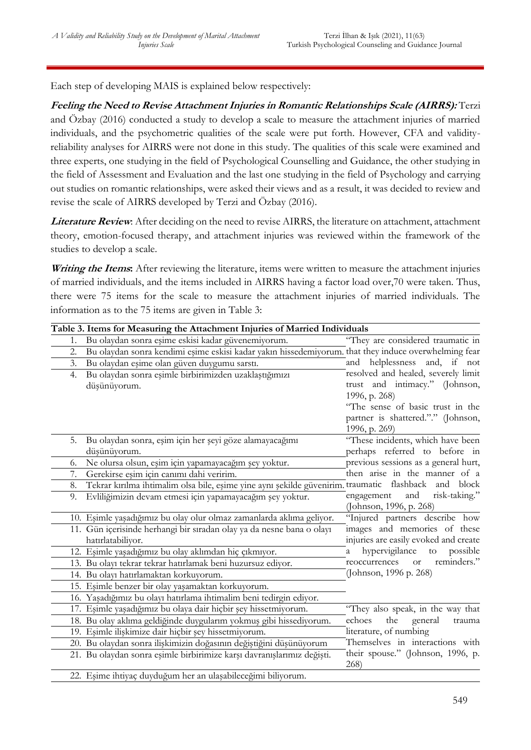Each step of developing MAIS is explained below respectively:

***Feeling the Need to Revise Attachment Injuries in Romantic Relationships Scale (AIRRS):*** Terzi and Özbay (2016) conducted a study to develop a scale to measure the attachment injuries of married individuals, and the psychometric qualities of the scale were put forth. However, CFA and validity-reliability analyses for AIRRS were not done in this study. The qualities of this scale were examined and three experts, one studying in the field of Psychological Counselling and Guidance, the other studying in the field of Assessment and Evaluation and the last one studying in the field of Psychology and carrying out studies on romantic relationships, were asked their views and as a result, it was decided to review and revise the scale of AIRRS developed by Terzi and Özbay (2016).

***Literature Review***: After deciding on the need to revise AIRRS, the literature on attachment, attachment theory, emotion-focused therapy, and attachment injuries was reviewed within the framework of the studies to develop a scale.

***Writing the Items***: After reviewing the literature, items were written to measure the attachment injuries of married individuals, and the items included in AIRRS having a factor load over,70 were taken. Thus, there were 75 items for the scale to measure the attachment injuries of married individuals. The information as to the 75 items are given in Table 3:

**Table 3. Items for Measuring the Attachment Injuries of Married Individuals**

| Items | |
|---|---|
| 1. Bu olaydan sonra eşime eskisi kadar güvenemiyorum.<br>2. Bu olaydan sonra kendimi eşime eskisi kadar yakın hissedemiyorum.<br>3. Bu olaydan eşime olan güven duygumu sarstı.<br>4. Bu olaydan sonra eşimle birbirimizden uzaklaştığımızı düşünüyorum. | "They are considered traumatic in that they induce overwhelming fear and helplessness and, if not resolved and healed, severely limit trust and intimacy." (Johnson, 1996, p. 268)<br>"The sense of basic trust in the partner is shattered."." (Johnson, 1996, p. 269) |
| 5. Bu olaydan sonra, eşim için her şeyi göze alamayacağımı düşünüyorum.<br>6. Ne olursa olsun, eşim için yapamayacağım şey yoktur.<br>7. Gerekirse eşim için canımı dahi veririm.<br>8. Tekrar kırılma ihtimalim olsa bile, eşime yine aynı şekilde güvenirim.<br>9. Evliliğimizin devam etmesi için yapamayacağım şey yoktur. | "These incidents, which have been perhaps referred to before in previous sessions as a general hurt, then arise in the manner of a traumatic flashback and block engagement and risk-taking." (Johnson, 1996, p. 268) |
| 10. Eşimle yaşadığımız bu olay olur olmaz zamanlarda aklıma geliyor.<br>11. Gün içerisinde herhangi bir sıradan olay ya da nesne bana o olayı hatırlatabiliyor.<br>12. Eşimle yaşadığımız bu olay aklımdan hiç çıkmıyor.<br>13. Bu olayı tekrar tekrar hatırlamak beni huzursuz ediyor.<br>14. Bu olayı hatırlamaktan korkuyorum.<br>15. Eşimle benzer bir olay yaşamaktan korkuyorum.<br>16. Yaşadığımız bu olayı hatırlama ihtimalim beni tedirgin ediyor. | "Injured partners describe how images and memories of these injuries are easily evoked and create a hypervigilance to possible reoccurrences or reminders." (Johnson, 1996 p. 268) |
| 17. Eşimle yaşadığımız bu olaya dair hiçbir şey hissetmiyorum.<br>18. Bu olay aklıma geldiğinde duygularım yokmuş gibi hissediyorum.<br>19. Eşimle ilişkimize dair hiçbir şey hissetmiyorum.<br>20. Bu olaydan sonra ilişkimizin doğasının değiştiğini düşünüyorum<br>21. Bu olaydan sonra eşimle birbirimize karşı davranışlarımız değişti. | "They also speak, in the way that echoes the general trauma literature, of numbing Themselves in interactions with their spouse." (Johnson, 1996, p. 268) |
| 22. Eşime ihtiyaç duyduğum her an ulaşabileceğimi biliyorum. | |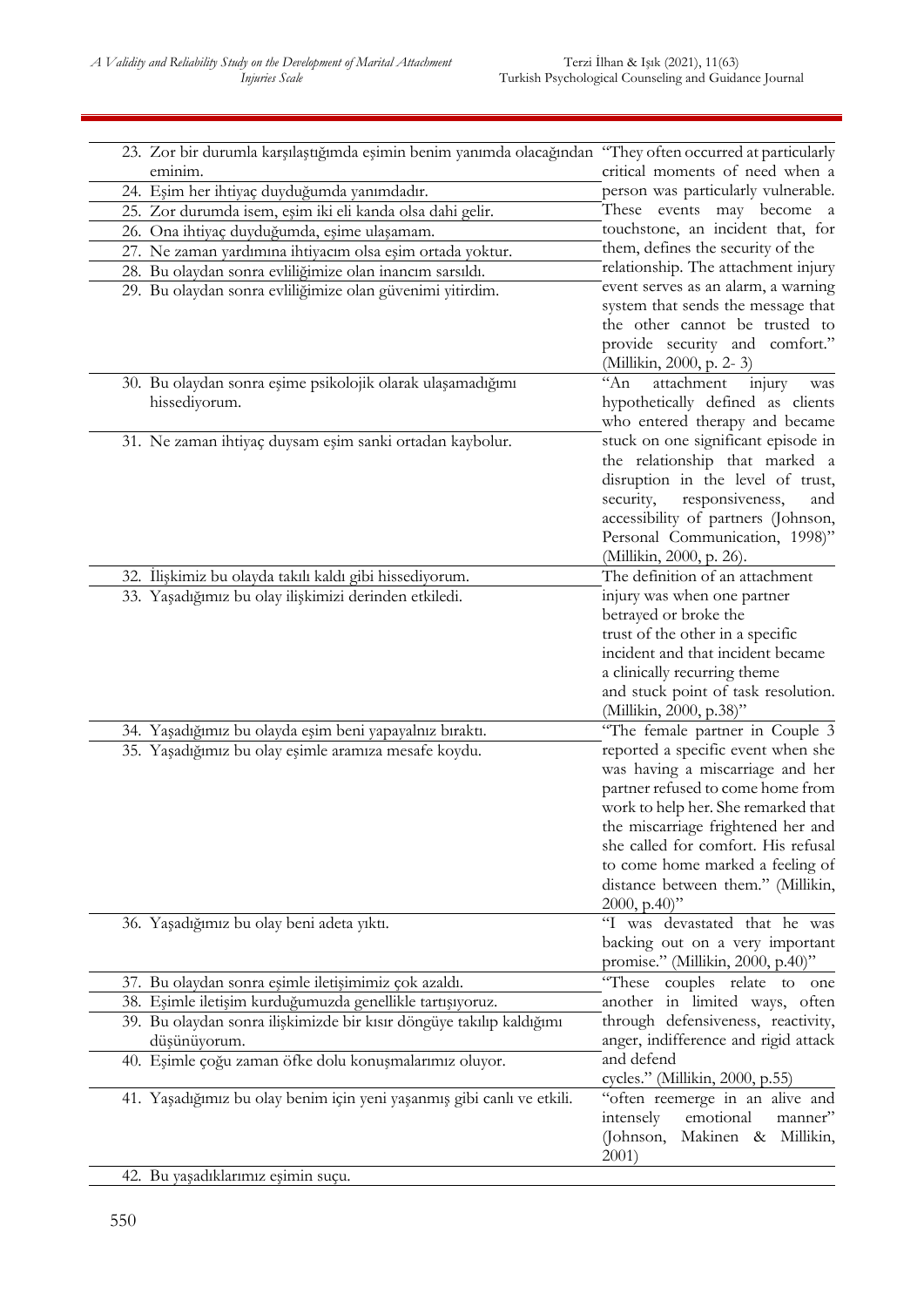| Item | Source |
|---|---|
| 23. Zor bir durumla karşılaştığımda eşimin benim yanımda olacağından eminim.<br>24. Eşim her ihtiyaç duyduğumda yanımdadır.<br>25. Zor durumda isem, eşim iki eli kanda olsa dahi gelir.<br>26. Ona ihtiyaç duyduğumda, eşime ulaşamam.<br>27. Ne zaman yardımına ihtiyacım olsa eşim ortada yoktur.<br>28. Bu olaydan sonra evliliğimize olan inancım sarsıldı.<br>29. Bu olaydan sonra evliliğimize olan güvenimi yitirdim. | "They often occurred at particularly critical moments of need when a person was particularly vulnerable. These events may become a touchstone, an incident that, for them, defines the security of the relationship. The attachment injury event serves as an alarm, a warning system that sends the message that the other cannot be trusted to provide security and comfort." (Millikin, 2000, p. 2- 3) |
| 30. Bu olaydan sonra eşime psikolojik olarak ulaşamadığımı hissediyorum.<br>31. Ne zaman ihtiyaç duysam eşim sanki ortadan kaybolur. | "An attachment injury was hypothetically defined as clients who entered therapy and became stuck on one significant episode in the relationship that marked a disruption in the level of trust, security, responsiveness, and accessibility of partners (Johnson, Personal Communication, 1998)" (Millikin, 2000, p. 26). |
| 32. İlişkimiz bu olayda takılı kaldı gibi hissediyorum.<br>33. Yaşadığımız bu olay ilişkimizi derinden etkiledi. | The definition of an attachment injury was when one partner betrayed or broke the trust of the other in a specific incident and that incident became a clinically recurring theme and stuck point of task resolution. (Millikin, 2000, p.38)" |
| 34. Yaşadığımız bu olayda eşim beni yapayalnız bıraktı.<br>35. Yaşadığımız bu olay eşimle aramıza mesafe koydu. | "The female partner in Couple 3 reported a specific event when she was having a miscarriage and her partner refused to come home from work to help her. She remarked that the miscarriage frightened her and she called for comfort. His refusal to come home marked a feeling of distance between them." (Millikin, 2000, p.40)" |
| 36. Yaşadığımız bu olay beni adeta yıktı. | "I was devastated that he was backing out on a very important promise." (Millikin, 2000, p.40)" |
| 37. Bu olaydan sonra eşimle iletişimimiz çok azaldı.<br>38. Eşimle iletişim kurduğumuzda genellikle tartışıyoruz.<br>39. Bu olaydan sonra ilişkimizde bir kısır döngüye takılıp kaldığımı düşünüyorum.<br>40. Eşimle çoğu zaman öfke dolu konuşmalarımız oluyor. | "These couples relate to one another in limited ways, often through defensiveness, reactivity, anger, indifference and rigid attack and defend cycles." (Millikin, 2000, p.55) |
| 41. Yaşadığımız bu olay benim için yeni yaşanmış gibi canlı ve etkili. | "often reemerge in an alive and intensely emotional manner" (Johnson, Makinen & Millikin, 2001) |
| 42. Bu yaşadıklarımız eşimin suçu. | |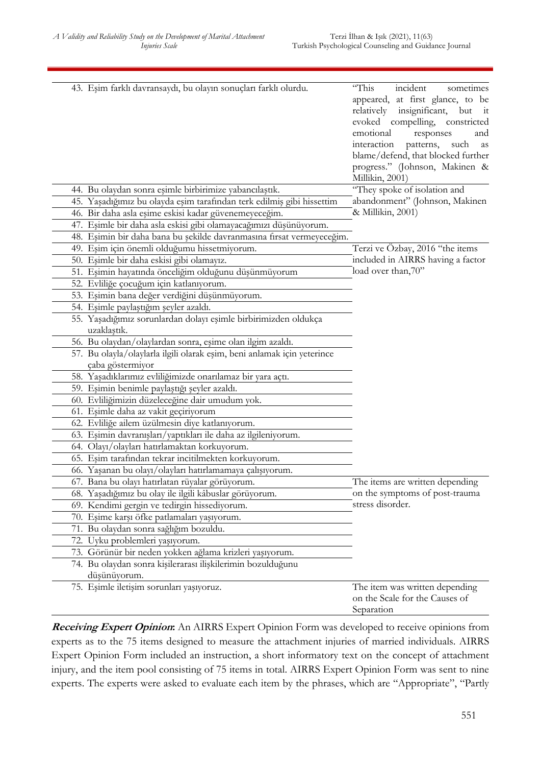| | |
|---|---|
| 43. Eşim farklı davransaydı, bu olayın sonuçları farklı olurdu. | "This incident sometimes appeared, at first glance, to be relatively insignificant, but it evoked compelling, constricted emotional responses and interaction patterns, such as blame/defend, that blocked further progress." (Johnson, Makinen & Millikin, 2001) |
| 44. Bu olaydan sonra eşimle birbirimize yabancılaştık. | "They spoke of isolation and abandonment" (Johnson, Makinen & Millikin, 2001) |
| 45. Yaşadığımız bu olayda eşim tarafından terk edilmiş gibi hissettim | |
| 46. Bir daha asla eşime eskisi kadar güvenemeyeceğim. | |
| 47. Eşimle bir daha asla eskisi gibi olamayacağımızı düşünüyorum. | |
| 48. Eşimin bir daha bana bu şekilde davranmasına fırsat vermeyeceğim. | |
| 49. Eşim için önemli olduğumu hissetmiyorum. | Terzi ve Özbay, 2016 "the items included in AIRRS having a factor load over than,70" |
| 50. Eşimle bir daha eskisi gibi olamayız. | |
| 51. Eşimin hayatında önceliğim olduğunu düşünmüyorum | |
| 52. Evliliğe çocuğum için katlanıyorum. | |
| 53. Eşimin bana değer verdiğini düşünmüyorum. | |
| 54. Eşimle paylaştığım şeyler azaldı. | |
| 55. Yaşadığımız sorunlardan dolayı eşimle birbirimizden oldukça uzaklaştık. | |
| 56. Bu olaydan/olaylardan sonra, eşime olan ilgim azaldı. | |
| 57. Bu olayla/olaylarla ilgili olarak eşim, beni anlamak için yeterince çaba göstermiyor | |
| 58. Yaşadıklarımız evliliğimizde onarılamaz bir yara açtı. | |
| 59. Eşimin benimle paylaştığı şeyler azaldı. | |
| 60. Evliliğimizin düzeleceğine dair umudum yok. | |
| 61. Eşimle daha az vakit geçiriyorum | |
| 62. Evliliğe ailem üzülmesin diye katlanıyorum. | |
| 63. Eşimin davranışları/yaptıkları ile daha az ilgileniyorum. | |
| 64. Olayı/olayları hatırlamaktan korkuyorum. | |
| 65. Eşim tarafından tekrar incitilmekten korkuyorum. | |
| 66. Yaşanan bu olayı/olayları hatırlamamaya çalışıyorum. | |
| 67. Bana bu olayı hatırlatan rüyalar görüyorum. | The items are written depending on the symptoms of post-trauma stress disorder. |
| 68. Yaşadığımız bu olay ile ilgili kâbuslar görüyorum. | |
| 69. Kendimi gergin ve tedirgin hissediyorum. | |
| 70. Eşime karşı öfke patlamaları yaşıyorum. | |
| 71. Bu olaydan sonra sağlığım bozuldu. | |
| 72. Uyku problemleri yaşıyorum. | |
| 73. Görünür bir neden yokken ağlama krizleri yaşıyorum. | |
| 74. Bu olaydan sonra kişilerarası ilişkilerimin bozulduğunu düşünüyorum. | |
| 75. Eşimle iletişim sorunları yaşıyoruz. | The item was written depending on the Scale for the Causes of Separation |

***Receiving Expert Opinion*:** An AIRRS Expert Opinion Form was developed to receive opinions from experts as to the 75 items designed to measure the attachment injuries of married individuals. AIRRS Expert Opinion Form included an instruction, a short informatory text on the concept of attachment injury, and the item pool consisting of 75 items in total. AIRRS Expert Opinion Form was sent to nine experts. The experts were asked to evaluate each item by the phrases, which are "Appropriate", "Partly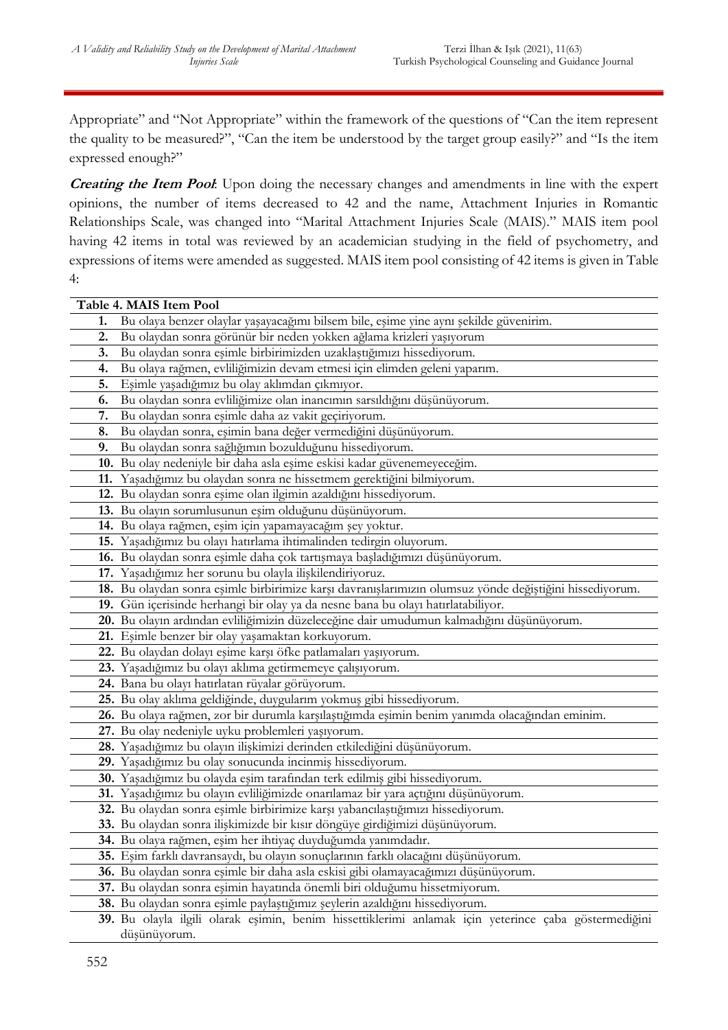Appropriate" and "Not Appropriate" within the framework of the questions of "Can the item represent the quality to be measured?", "Can the item be understood by the target group easily?" and "Is the item expressed enough?"

***Creating the Item Pool***: Upon doing the necessary changes and amendments in line with the expert opinions, the number of items decreased to 42 and the name, Attachment Injuries in Romantic Relationships Scale, was changed into "Marital Attachment Injuries Scale (MAIS)." MAIS item pool having 42 items in total was reviewed by an academician studying in the field of psychometry, and expressions of items were amended as suggested. MAIS item pool consisting of 42 items is given in Table 4:

**Table 4. MAIS Item Pool**

| | |
|---|---|
| **1.** | Bu olaya benzer olaylar yaşayacağımı bilsem bile, eşime yine aynı şekilde güvenirim. |
| **2.** | Bu olaydan sonra görünür bir neden yokken ağlama krizleri yaşıyorum |
| **3.** | Bu olaydan sonra eşimle birbirimizden uzaklaştığımızı hissediyorum. |
| **4.** | Bu olaya rağmen, evliliğimizin devam etmesi için elimden geleni yaparım. |
| **5.** | Eşimle yaşadığımız bu olay aklımdan çıkmıyor. |
| **6.** | Bu olaydan sonra evliliğimize olan inancımın sarsıldığını düşünüyorum. |
| **7.** | Bu olaydan sonra eşimle daha az vakit geçiriyorum. |
| **8.** | Bu olaydan sonra, eşimin bana değer vermediğini düşünüyorum. |
| **9.** | Bu olaydan sonra sağlığımın bozulduğunu hissediyorum. |
| **10.** | Bu olay nedeniyle bir daha asla eşime eskisi kadar güvenemeyeceğim. |
| **11.** | Yaşadığımız bu olaydan sonra ne hissetmem gerektiğini bilmiyorum. |
| **12.** | Bu olaydan sonra eşime olan ilgimin azaldığını hissediyorum. |
| **13.** | Bu olayın sorumlusunun eşim olduğunu düşünüyorum. |
| **14.** | Bu olaya rağmen, eşim için yapamayacağım şey yoktur. |
| **15.** | Yaşadığımız bu olayı hatırlama ihtimalinden tedirgin oluyorum. |
| **16.** | Bu olaydan sonra eşimle daha çok tartışmaya başladığımızı düşünüyorum. |
| **17.** | Yaşadığımız her sorunu bu olayla ilişkilendiriyoruz. |
| **18.** | Bu olaydan sonra eşimle birbirimize karşı davranışlarımızın olumsuz yönde değiştiğini hissediyorum. |
| **19.** | Gün içerisinde herhangi bir olay ya da nesne bana bu olayı hatırlatabiliyor. |
| **20.** | Bu olayın ardından evliliğimizin düzeleceğine dair umudumun kalmadığını düşünüyorum. |
| **21.** | Eşimle benzer bir olay yaşamaktan korkuyorum. |
| **22.** | Bu olaydan dolayı eşime karşı öfke patlamaları yaşıyorum. |
| **23.** | Yaşadığımız bu olayı aklıma getirmemeye çalışıyorum. |
| **24.** | Bana bu olayı hatırlatan rüyalar görüyorum. |
| **25.** | Bu olay aklıma geldiğinde, duygularım yokmuş gibi hissediyorum. |
| **26.** | Bu olaya rağmen, zor bir durumla karşılaştığımda eşimin benim yanımda olacağından eminim. |
| **27.** | Bu olay nedeniyle uyku problemleri yaşıyorum. |
| **28.** | Yaşadığımız bu olayın ilişkimizi derinden etkilediğini düşünüyorum. |
| **29.** | Yaşadığımız bu olay sonucunda incinmiş hissediyorum. |
| **30.** | Yaşadığımız bu olayda eşim tarafından terk edilmiş gibi hissediyorum. |
| **31.** | Yaşadığımız bu olayın evliliğimizde onarılamaz bir yara açtığını düşünüyorum. |
| **32.** | Bu olaydan sonra eşimle birbirimize karşı yabancılaştığımızı hissediyorum. |
| **33.** | Bu olaydan sonra ilişkimizde bir kısır döngüye girdiğimizi düşünüyorum. |
| **34.** | Bu olaya rağmen, eşim her ihtiyaç duyduğumda yanımdadır. |
| **35.** | Eşim farklı davransaydı, bu olayın sonuçlarının farklı olacağını düşünüyorum. |
| **36.** | Bu olaydan sonra eşimle bir daha asla eskisi gibi olamayacağımızı düşünüyorum. |
| **37.** | Bu olaydan sonra eşimin hayatında önemli biri olduğumu hissetmiyorum. |
| **38.** | Bu olaydan sonra eşimle paylaştığımız şeylerin azaldığını hissediyorum. |
| **39.** | Bu olayla ilgili olarak eşimin, benim hissettiklerimi anlamak için yeterince çaba göstermediğini düşünüyorum. |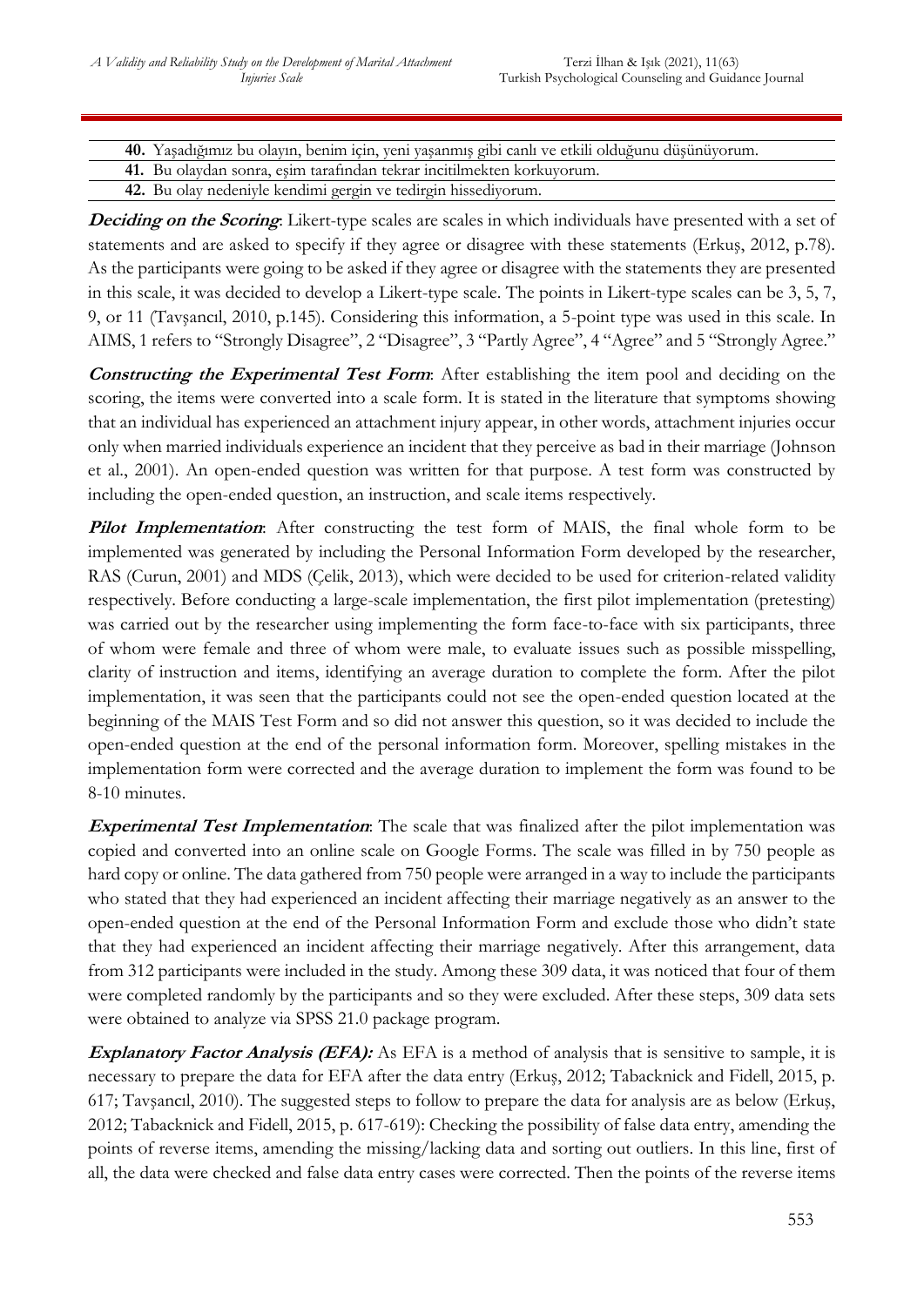| |
|---|
| **40.** Yaşadığımız bu olayın, benim için, yeni yaşanmış gibi canlı ve etkili olduğunu düşünüyorum. |
| **41.** Bu olaydan sonra, eşim tarafından tekrar incitilmekten korkuyorum. |
| **42.** Bu olay nedeniyle kendimi gergin ve tedirgin hissediyorum. |

***Deciding on the Scoring***: Likert-type scales are scales in which individuals have presented with a set of statements and are asked to specify if they agree or disagree with these statements (Erkuş, 2012, p.78). As the participants were going to be asked if they agree or disagree with the statements they are presented in this scale, it was decided to develop a Likert-type scale. The points in Likert-type scales can be 3, 5, 7, 9, or 11 (Tavşancıl, 2010, p.145). Considering this information, a 5-point type was used in this scale. In AIMS, 1 refers to "Strongly Disagree", 2 "Disagree", 3 "Partly Agree", 4 "Agree" and 5 "Strongly Agree."

***Constructing the Experimental Test Form***: After establishing the item pool and deciding on the scoring, the items were converted into a scale form. It is stated in the literature that symptoms showing that an individual has experienced an attachment injury appear, in other words, attachment injuries occur only when married individuals experience an incident that they perceive as bad in their marriage (Johnson et al., 2001). An open-ended question was written for that purpose. A test form was constructed by including the open-ended question, an instruction, and scale items respectively.

***Pilot Implementation***: After constructing the test form of MAIS, the final whole form to be implemented was generated by including the Personal Information Form developed by the researcher, RAS (Curun, 2001) and MDS (Çelik, 2013), which were decided to be used for criterion-related validity respectively. Before conducting a large-scale implementation, the first pilot implementation (pretesting) was carried out by the researcher using implementing the form face-to-face with six participants, three of whom were female and three of whom were male, to evaluate issues such as possible misspelling, clarity of instruction and items, identifying an average duration to complete the form. After the pilot implementation, it was seen that the participants could not see the open-ended question located at the beginning of the MAIS Test Form and so did not answer this question, so it was decided to include the open-ended question at the end of the personal information form. Moreover, spelling mistakes in the implementation form were corrected and the average duration to implement the form was found to be 8-10 minutes.

***Experimental Test Implementation***: The scale that was finalized after the pilot implementation was copied and converted into an online scale on Google Forms. The scale was filled in by 750 people as hard copy or online. The data gathered from 750 people were arranged in a way to include the participants who stated that they had experienced an incident affecting their marriage negatively as an answer to the open-ended question at the end of the Personal Information Form and exclude those who didn't state that they had experienced an incident affecting their marriage negatively. After this arrangement, data from 312 participants were included in the study. Among these 309 data, it was noticed that four of them were completed randomly by the participants and so they were excluded. After these steps, 309 data sets were obtained to analyze via SPSS 21.0 package program.

***Explanatory Factor Analysis (EFA):*** As EFA is a method of analysis that is sensitive to sample, it is necessary to prepare the data for EFA after the data entry (Erkuş, 2012; Tabacknick and Fidell, 2015, p. 617; Tavşancıl, 2010). The suggested steps to follow to prepare the data for analysis are as below (Erkuş, 2012; Tabacknick and Fidell, 2015, p. 617-619): Checking the possibility of false data entry, amending the points of reverse items, amending the missing/lacking data and sorting out outliers. In this line, first of all, the data were checked and false data entry cases were corrected. Then the points of the reverse items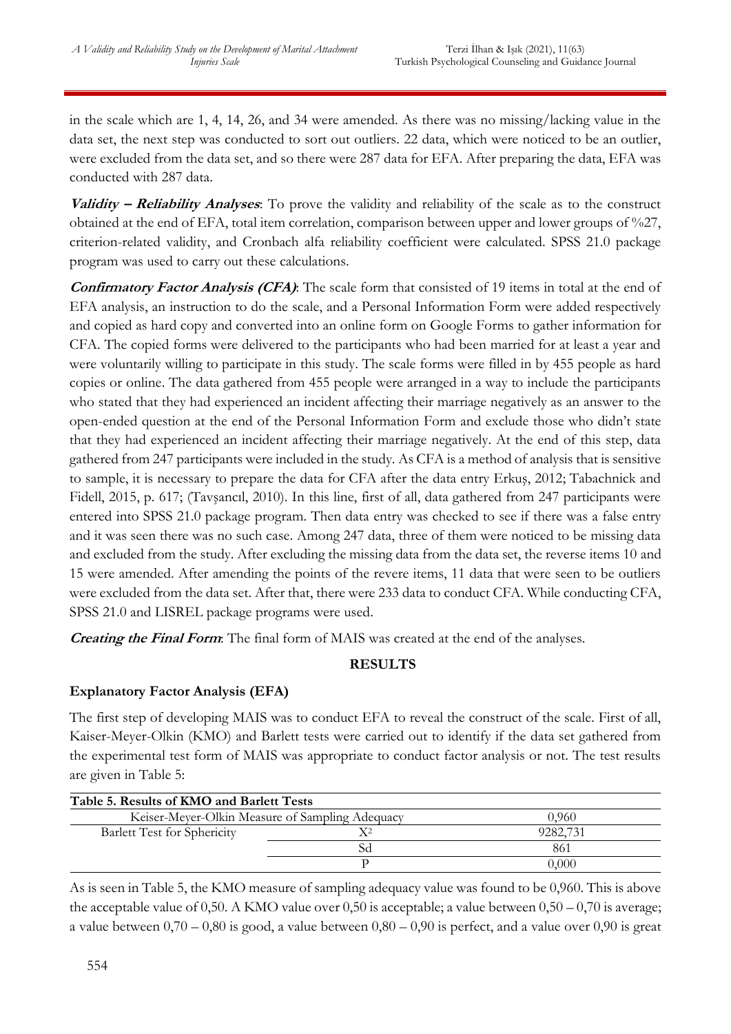in the scale which are 1, 4, 14, 26, and 34 were amended. As there was no missing/lacking value in the data set, the next step was conducted to sort out outliers. 22 data, which were noticed to be an outlier, were excluded from the data set, and so there were 287 data for EFA. After preparing the data, EFA was conducted with 287 data.

***Validity – Reliability Analyses***: To prove the validity and reliability of the scale as to the construct obtained at the end of EFA, total item correlation, comparison between upper and lower groups of %27, criterion-related validity, and Cronbach alfa reliability coefficient were calculated. SPSS 21.0 package program was used to carry out these calculations.

***Confirmatory Factor Analysis (CFA)***: The scale form that consisted of 19 items in total at the end of EFA analysis, an instruction to do the scale, and a Personal Information Form were added respectively and copied as hard copy and converted into an online form on Google Forms to gather information for CFA. The copied forms were delivered to the participants who had been married for at least a year and were voluntarily willing to participate in this study. The scale forms were filled in by 455 people as hard copies or online. The data gathered from 455 people were arranged in a way to include the participants who stated that they had experienced an incident affecting their marriage negatively as an answer to the open-ended question at the end of the Personal Information Form and exclude those who didn't state that they had experienced an incident affecting their marriage negatively. At the end of this step, data gathered from 247 participants were included in the study. As CFA is a method of analysis that is sensitive to sample, it is necessary to prepare the data for CFA after the data entry Erkuş, 2012; Tabachnick and Fidell, 2015, p. 617; (Tavşancıl, 2010). In this line, first of all, data gathered from 247 participants were entered into SPSS 21.0 package program. Then data entry was checked to see if there was a false entry and it was seen there was no such case. Among 247 data, three of them were noticed to be missing data and excluded from the study. After excluding the missing data from the data set, the reverse items 10 and 15 were amended. After amending the points of the revere items, 11 data that were seen to be outliers were excluded from the data set. After that, there were 233 data to conduct CFA. While conducting CFA, SPSS 21.0 and LISREL package programs were used.

***Creating the Final Form***: The final form of MAIS was created at the end of the analyses.

## RESULTS

### Explanatory Factor Analysis (EFA)

The first step of developing MAIS was to conduct EFA to reveal the construct of the scale. First of all, Kaiser-Meyer-Olkin (KMO) and Barlett tests were carried out to identify if the data set gathered from the experimental test form of MAIS was appropriate to conduct factor analysis or not. The test results are given in Table 5:

**Table 5. Results of KMO and Barlett Tests**

| Keiser-Meyer-Olkin Measure of Sampling Adequacy | | 0,960 |
|---|---|---|
| Barlett Test for Sphericity | $X^2$ | 9282,731 |
| | Sd | 861 |
| | P | 0,000 |

As is seen in Table 5, the KMO measure of sampling adequacy value was found to be 0,960. This is above the acceptable value of 0,50. A KMO value over 0,50 is acceptable; a value between 0,50 – 0,70 is average; a value between 0,70 – 0,80 is good, a value between 0,80 – 0,90 is perfect, and a value over 0,90 is great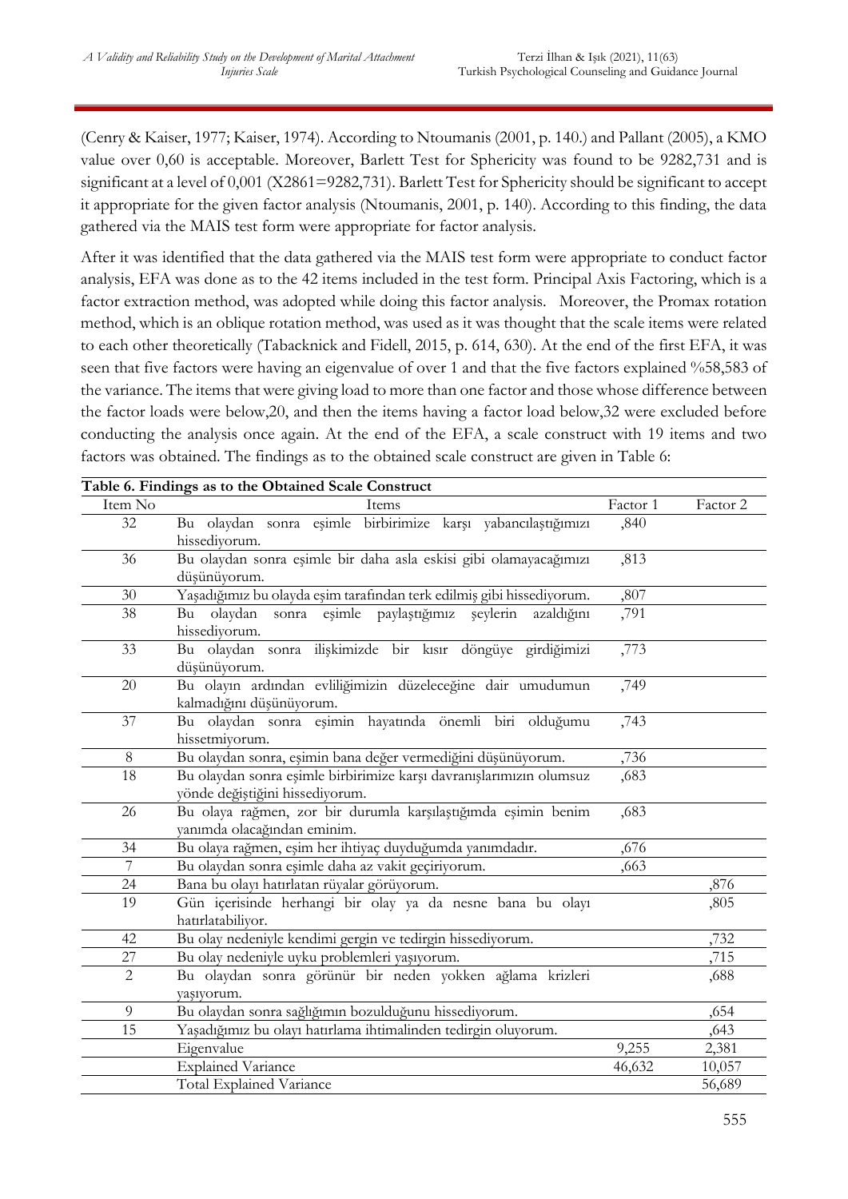(Cenry & Kaiser, 1977; Kaiser, 1974). According to Ntoumanis (2001, p. 140.) and Pallant (2005), a KMO value over 0,60 is acceptable. Moreover, Barlett Test for Sphericity was found to be 9282,731 and is significant at a level of 0,001 (X2861=9282,731). Barlett Test for Sphericity should be significant to accept it appropriate for the given factor analysis (Ntoumanis, 2001, p. 140). According to this finding, the data gathered via the MAIS test form were appropriate for factor analysis.

After it was identified that the data gathered via the MAIS test form were appropriate to conduct factor analysis, EFA was done as to the 42 items included in the test form. Principal Axis Factoring, which is a factor extraction method, was adopted while doing this factor analysis. Moreover, the Promax rotation method, which is an oblique rotation method, was used as it was thought that the scale items were related to each other theoretically (Tabacknick and Fidell, 2015, p. 614, 630). At the end of the first EFA, it was seen that five factors were having an eigenvalue of over 1 and that the five factors explained %58,583 of the variance. The items that were giving load to more than one factor and those whose difference between the factor loads were below,20, and then the items having a factor load below,32 were excluded before conducting the analysis once again. At the end of the EFA, a scale construct with 19 items and two factors was obtained. The findings as to the obtained scale construct are given in Table 6:

**Table 6. Findings as to the Obtained Scale Construct**

| Item No | Items | Factor 1 | Factor 2 |
|---|---|---|---|
| 32 | Bu olaydan sonra eşimle birbirimize karşı yabancılaştığımızı hissediyorum. | ,840 | |
| 36 | Bu olaydan sonra eşimle bir daha asla eskisi gibi olamayacağımızı düşünüyorum. | ,813 | |
| 30 | Yaşadığımız bu olayda eşim tarafından terk edilmiş gibi hissediyorum. | ,807 | |
| 38 | Bu olaydan sonra eşimle paylaştığımız şeylerin azaldığını hissediyorum. | ,791 | |
| 33 | Bu olaydan sonra ilişkimizde bir kısır döngüye girdiğimizi düşünüyorum. | ,773 | |
| 20 | Bu olayın ardından evliliğimizin düzeleceğine dair umudumun kalmadığını düşünüyorum. | ,749 | |
| 37 | Bu olaydan sonra eşimin hayatında önemli biri olduğumu hissetmiyorum. | ,743 | |
| 8 | Bu olaydan sonra, eşimin bana değer vermediğini düşünüyorum. | ,736 | |
| 18 | Bu olaydan sonra eşimle birbirimize karşı davranışlarımızın olumsuz yönde değiştiğini hissediyorum. | ,683 | |
| 26 | Bu olaya rağmen, zor bir durumla karşılaştığımda eşimin benim yanımda olacağından eminim. | ,683 | |
| 34 | Bu olaya rağmen, eşim her ihtiyaç duyduğumda yanımdadır. | ,676 | |
| 7 | Bu olaydan sonra eşimle daha az vakit geçiriyorum. | ,663 | |
| 24 | Bana bu olayı hatırlatan rüyalar görüyorum. | | ,876 |
| 19 | Gün içerisinde herhangi bir olay ya da nesne bana bu olayı hatırlatabiliyor. | | ,805 |
| 42 | Bu olay nedeniyle kendimi gergin ve tedirgin hissediyorum. | | ,732 |
| 27 | Bu olay nedeniyle uyku problemleri yaşıyorum. | | ,715 |
| 2 | Bu olaydan sonra görünür bir neden yokken ağlama krizleri yaşıyorum. | | ,688 |
| 9 | Bu olaydan sonra sağlığımın bozulduğunu hissediyorum. | | ,654 |
| 15 | Yaşadığımız bu olayı hatırlama ihtimalinden tedirgin oluyorum. | | ,643 |
| | Eigenvalue | 9,255 | 2,381 |
| | Explained Variance | 46,632 | 10,057 |
| | Total Explained Variance | | 56,689 |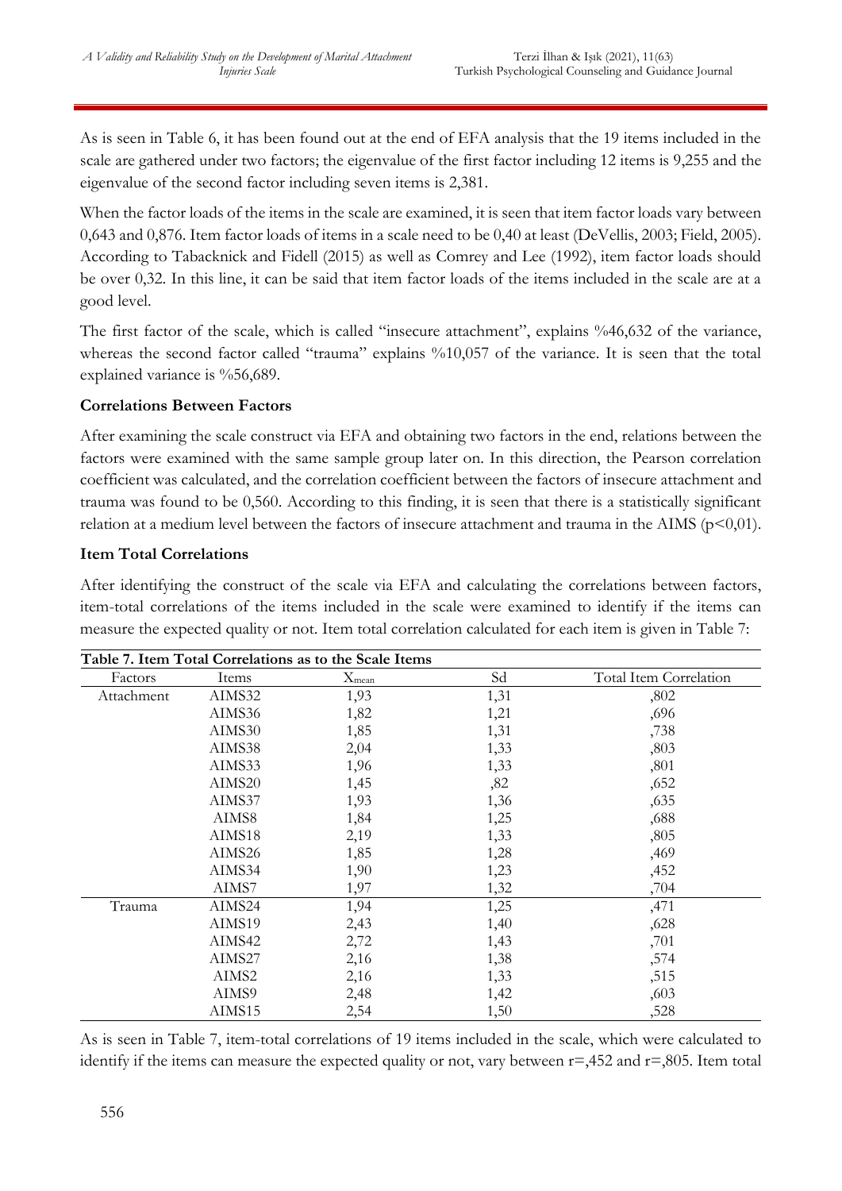As is seen in Table 6, it has been found out at the end of EFA analysis that the 19 items included in the scale are gathered under two factors; the eigenvalue of the first factor including 12 items is 9,255 and the eigenvalue of the second factor including seven items is 2,381.

When the factor loads of the items in the scale are examined, it is seen that item factor loads vary between 0,643 and 0,876. Item factor loads of items in a scale need to be 0,40 at least (DeVellis, 2003; Field, 2005). According to Tabacknick and Fidell (2015) as well as Comrey and Lee (1992), item factor loads should be over 0,32. In this line, it can be said that item factor loads of the items included in the scale are at a good level.

The first factor of the scale, which is called "insecure attachment", explains %46,632 of the variance, whereas the second factor called "trauma" explains %10,057 of the variance. It is seen that the total explained variance is %56,689.

**Correlations Between Factors**

After examining the scale construct via EFA and obtaining two factors in the end, relations between the factors were examined with the same sample group later on. In this direction, the Pearson correlation coefficient was calculated, and the correlation coefficient between the factors of insecure attachment and trauma was found to be 0,560. According to this finding, it is seen that there is a statistically significant relation at a medium level between the factors of insecure attachment and trauma in the AIMS ($p<0,01$).

**Item Total Correlations**

After identifying the construct of the scale via EFA and calculating the correlations between factors, item-total correlations of the items included in the scale were examined to identify if the items can measure the expected quality or not. Item total correlation calculated for each item is given in Table 7:

**Table 7. Item Total Correlations as to the Scale Items**

| Factors | Items | $X_{mean}$ | Sd | Total Item Correlation |
|---|---|---|---|---|
| Attachment | AIMS32 | 1,93 | 1,31 | ,802 |
| | AIMS36 | 1,82 | 1,21 | ,696 |
| | AIMS30 | 1,85 | 1,31 | ,738 |
| | AIMS38 | 2,04 | 1,33 | ,803 |
| | AIMS33 | 1,96 | 1,33 | ,801 |
| | AIMS20 | 1,45 | ,82 | ,652 |
| | AIMS37 | 1,93 | 1,36 | ,635 |
| | AIMS8 | 1,84 | 1,25 | ,688 |
| | AIMS18 | 2,19 | 1,33 | ,805 |
| | AIMS26 | 1,85 | 1,28 | ,469 |
| | AIMS34 | 1,90 | 1,23 | ,452 |
| | AIMS7 | 1,97 | 1,32 | ,704 |
| Trauma | AIMS24 | 1,94 | 1,25 | ,471 |
| | AIMS19 | 2,43 | 1,40 | ,628 |
| | AIMS42 | 2,72 | 1,43 | ,701 |
| | AIMS27 | 2,16 | 1,38 | ,574 |
| | AIMS2 | 2,16 | 1,33 | ,515 |
| | AIMS9 | 2,48 | 1,42 | ,603 |
| | AIMS15 | 2,54 | 1,50 | ,528 |

As is seen in Table 7, item-total correlations of 19 items included in the scale, which were calculated to identify if the items can measure the expected quality or not, vary between r=,452 and r=,805. Item total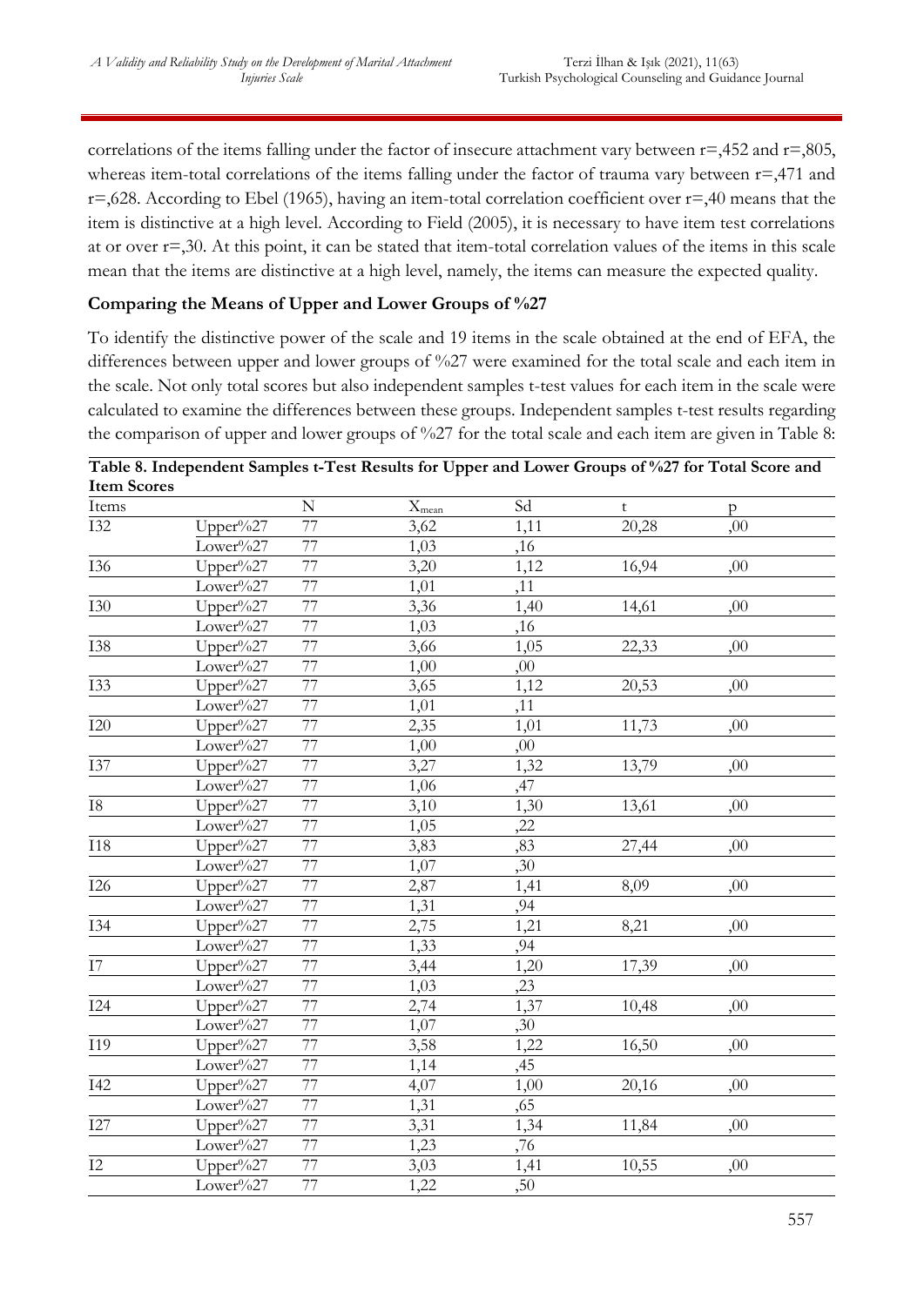correlations of the items falling under the factor of insecure attachment vary between r=,452 and r=,805, whereas item-total correlations of the items falling under the factor of trauma vary between r=,471 and r=,628. According to Ebel (1965), having an item-total correlation coefficient over r=,40 means that the item is distinctive at a high level. According to Field (2005), it is necessary to have item test correlations at or over r=,30. At this point, it can be stated that item-total correlation values of the items in this scale mean that the items are distinctive at a high level, namely, the items can measure the expected quality.

**Comparing the Means of Upper and Lower Groups of %27**

To identify the distinctive power of the scale and 19 items in the scale obtained at the end of EFA, the differences between upper and lower groups of %27 were examined for the total scale and each item in the scale. Not only total scores but also independent samples t-test values for each item in the scale were calculated to examine the differences between these groups. Independent samples t-test results regarding the comparison of upper and lower groups of %27 for the total scale and each item are given in Table 8:

**Table 8. Independent Samples t-Test Results for Upper and Lower Groups of %27 for Total Score and Item Scores**

| Items | | N | $X_{mean}$ | Sd | t | p |
|---|---|---|---|---|---|---|
| I32 | Upper%27 | 77 | 3,62 | 1,11 | 20,28 | ,00 |
| | Lower%27 | 77 | 1,03 | ,16 | | |
| I36 | Upper%27 | 77 | 3,20 | 1,12 | 16,94 | ,00 |
| | Lower%27 | 77 | 1,01 | ,11 | | |
| I30 | Upper%27 | 77 | 3,36 | 1,40 | 14,61 | ,00 |
| | Lower%27 | 77 | 1,03 | ,16 | | |
| I38 | Upper%27 | 77 | 3,66 | 1,05 | 22,33 | ,00 |
| | Lower%27 | 77 | 1,00 | ,00 | | |
| I33 | Upper%27 | 77 | 3,65 | 1,12 | 20,53 | ,00 |
| | Lower%27 | 77 | 1,01 | ,11 | | |
| I20 | Upper%27 | 77 | 2,35 | 1,01 | 11,73 | ,00 |
| | Lower%27 | 77 | 1,00 | ,00 | | |
| I37 | Upper%27 | 77 | 3,27 | 1,32 | 13,79 | ,00 |
| | Lower%27 | 77 | 1,06 | ,47 | | |
| I8 | Upper%27 | 77 | 3,10 | 1,30 | 13,61 | ,00 |
| | Lower%27 | 77 | 1,05 | ,22 | | |
| I18 | Upper%27 | 77 | 3,83 | ,83 | 27,44 | ,00 |
| | Lower%27 | 77 | 1,07 | ,30 | | |
| I26 | Upper%27 | 77 | 2,87 | 1,41 | 8,09 | ,00 |
| | Lower%27 | 77 | 1,31 | ,94 | | |
| I34 | Upper%27 | 77 | 2,75 | 1,21 | 8,21 | ,00 |
| | Lower%27 | 77 | 1,33 | ,94 | | |
| I7 | Upper%27 | 77 | 3,44 | 1,20 | 17,39 | ,00 |
| | Lower%27 | 77 | 1,03 | ,23 | | |
| I24 | Upper%27 | 77 | 2,74 | 1,37 | 10,48 | ,00 |
| | Lower%27 | 77 | 1,07 | ,30 | | |
| I19 | Upper%27 | 77 | 3,58 | 1,22 | 16,50 | ,00 |
| | Lower%27 | 77 | 1,14 | ,45 | | |
| I42 | Upper%27 | 77 | 4,07 | 1,00 | 20,16 | ,00 |
| | Lower%27 | 77 | 1,31 | ,65 | | |
| I27 | Upper%27 | 77 | 3,31 | 1,34 | 11,84 | ,00 |
| | Lower%27 | 77 | 1,23 | ,76 | | |
| I2 | Upper%27 | 77 | 3,03 | 1,41 | 10,55 | ,00 |
| | Lower%27 | 77 | 1,22 | ,50 | | |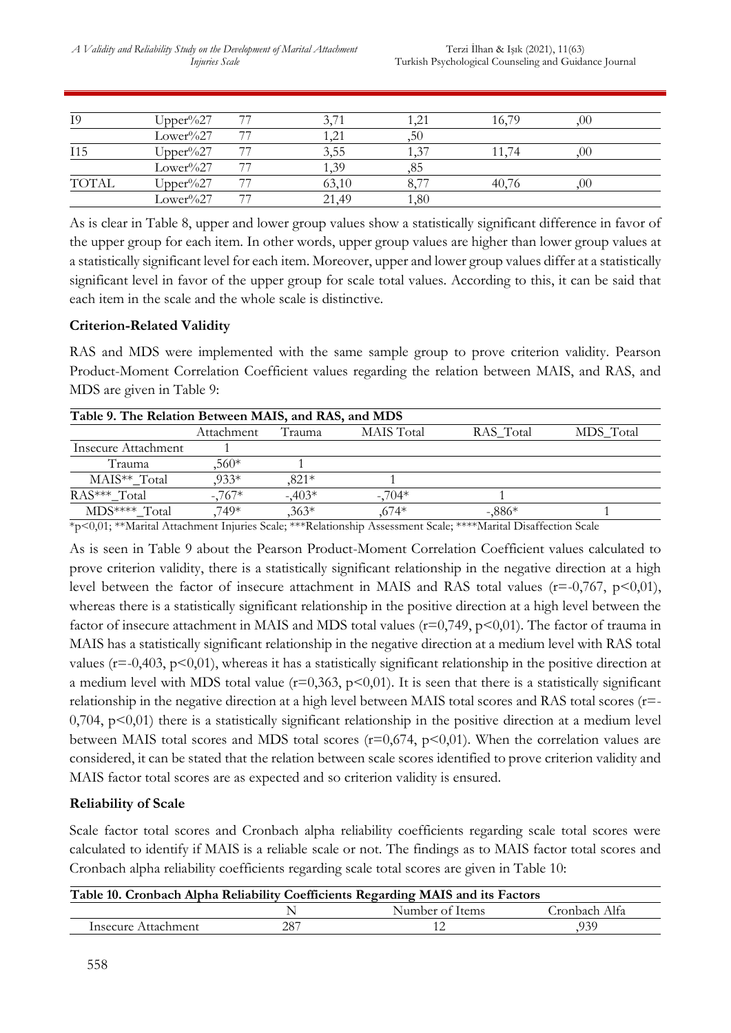| | | | | | | |
|---|---|---|---|---|---|---|
| I9 | Upper%27 | 77 | 3,71 | 1,21 | 16,79 | ,00 |
| | Lower%27 | 77 | 1,21 | ,50 | | |
| I15 | Upper%27 | 77 | 3,55 | 1,37 | 11,74 | ,00 |
| | Lower%27 | 77 | 1,39 | ,85 | | |
| TOTAL | Upper%27 | 77 | 63,10 | 8,77 | 40,76 | ,00 |
| | Lower%27 | 77 | 21,49 | 1,80 | | |

As is clear in Table 8, upper and lower group values show a statistically significant difference in favor of the upper group for each item. In other words, upper group values are higher than lower group values at a statistically significant level for each item. Moreover, upper and lower group values differ at a statistically significant level in favor of the upper group for scale total values. According to this, it can be said that each item in the scale and the whole scale is distinctive.

**Criterion-Related Validity**

RAS and MDS were implemented with the same sample group to prove criterion validity. Pearson Product-Moment Correlation Coefficient values regarding the relation between MAIS, and RAS, and MDS are given in Table 9:

**Table 9. The Relation Between MAIS, and RAS, and MDS**

| | Attachment | Trauma | MAIS Total | RAS_Total | MDS_Total |
|---|---|---|---|---|---|
| Insecure Attachment | 1 | | | | |
| Trauma | ,560* | 1 | | | |
| MAIS**_Total | ,933* | ,821* | 1 | | |
| RAS***_Total | -,767* | -,403* | -,704* | 1 | |
| MDS****_Total | ,749* | ,363* | ,674* | -,886* | 1 |

*p<0,01; **Marital Attachment Injuries Scale; ***Relationship Assessment Scale; ****Marital Disaffection Scale

As is seen in Table 9 about the Pearson Product-Moment Correlation Coefficient values calculated to prove criterion validity, there is a statistically significant relationship in the negative direction at a high level between the factor of insecure attachment in MAIS and RAS total values ($r=-0,767$, $p<0,01$), whereas there is a statistically significant relationship in the positive direction at a high level between the factor of insecure attachment in MAIS and MDS total values ($r=0,749$, $p<0,01$). The factor of trauma in MAIS has a statistically significant relationship in the negative direction at a medium level with RAS total values ($r=-0,403$, $p<0,01$), whereas it has a statistically significant relationship in the positive direction at a medium level with MDS total value ($r=0,363$, $p<0,01$). It is seen that there is a statistically significant relationship in the negative direction at a high level between MAIS total scores and RAS total scores ($r=-0,704$, $p<0,01$) there is a statistically significant relationship in the positive direction at a medium level between MAIS total scores and MDS total scores ($r=0,674$, $p<0,01$). When the correlation values are considered, it can be stated that the relation between scale scores identified to prove criterion validity and MAIS factor total scores are as expected and so criterion validity is ensured.

**Reliability of Scale**

Scale factor total scores and Cronbach alpha reliability coefficients regarding scale total scores were calculated to identify if MAIS is a reliable scale or not. The findings as to MAIS factor total scores and Cronbach alpha reliability coefficients regarding scale total scores are given in Table 10:

**Table 10. Cronbach Alpha Reliability Coefficients Regarding MAIS and its Factors**

| | N | Number of Items | Cronbach Alfa |
|---|---|---|---|
| Insecure Attachment | 287 | 12 | ,939 |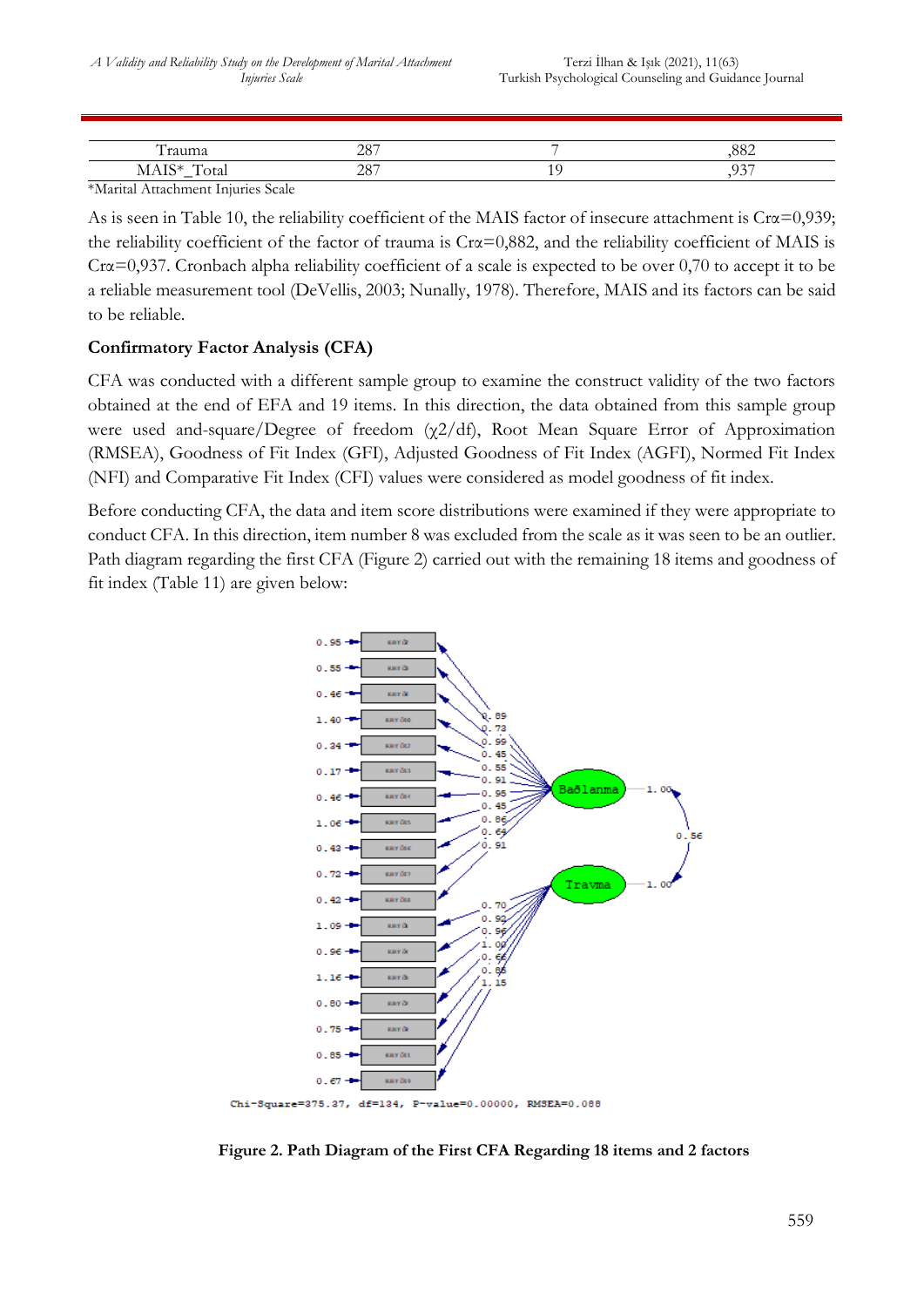| Trauma | 287 | 7 | ,882 |
|---|---|---|---|
| MAIS*_Total | 287 | 19 | ,937 |

*Marital Attachment Injuries Scale

As is seen in Table 10, the reliability coefficient of the MAIS factor of insecure attachment is Crα=0,939; the reliability coefficient of the factor of trauma is Crα=0,882, and the reliability coefficient of MAIS is Crα=0,937. Cronbach alpha reliability coefficient of a scale is expected to be over 0,70 to accept it to be a reliable measurement tool (DeVellis, 2003; Nunally, 1978). Therefore, MAIS and its factors can be said to be reliable.

**Confirmatory Factor Analysis (CFA)**

CFA was conducted with a different sample group to examine the construct validity of the two factors obtained at the end of EFA and 19 items. In this direction, the data obtained from this sample group were used and-square/Degree of freedom ($\chi2/df$), Root Mean Square Error of Approximation (RMSEA), Goodness of Fit Index (GFI), Adjusted Goodness of Fit Index (AGFI), Normed Fit Index (NFI) and Comparative Fit Index (CFI) values were considered as model goodness of fit index.

Before conducting CFA, the data and item score distributions were examined if they were appropriate to conduct CFA. In this direction, item number 8 was excluded from the scale as it was seen to be an outlier. Path diagram regarding the first CFA (Figure 2) carried out with the remaining 18 items and goodness of fit index (Table 11) are given below:

Chi-Square=375.37, df=134, P-value=0.00000, RMSEA=0.088

**Figure 2. Path Diagram of the First CFA Regarding 18 items and 2 factors**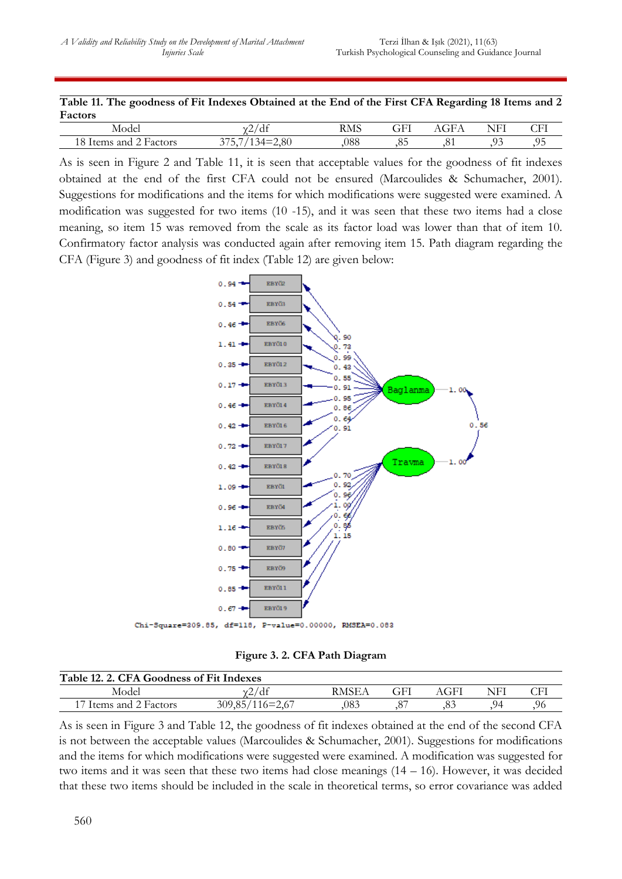**Table 11. The goodness of Fit Indexes Obtained at the End of the First CFA Regarding 18 Items and 2 Factors**

| Model | χ2/df | RMS | GFI | AGFA | NFI | CFI |
|---|---|---|---|---|---|---|
| 18 Items and 2 Factors | 375,7/134=2,80 | ,088 | ,85 | ,81 | ,93 | ,95 |

As is seen in Figure 2 and Table 11, it is seen that acceptable values for the goodness of fit indexes obtained at the end of the first CFA could not be ensured (Marcoulides & Schumacher, 2001). Suggestions for modifications and the items for which modifications were suggested were examined. A modification was suggested for two items (10 -15), and it was seen that these two items had a close meaning, so item 15 was removed from the scale as its factor load was lower than that of item 10. Confirmatory factor analysis was conducted again after removing item 15. Path diagram regarding the CFA (Figure 3) and goodness of fit index (Table 12) are given below:

Chi-Square=309.85, df=118, P-value=0.00000, RMSEA=0.083

**Figure 3. 2. CFA Path Diagram**

**Table 12. 2. CFA Goodness of Fit Indexes**

| Model | χ2/df | RMSEA | GFI | AGFI | NFI | CFI |
|---|---|---|---|---|---|---|
| 17 Items and 2 Factors | 309,85/116=2,67 | ,083 | ,87 | ,83 | ,94 | ,96 |

As is seen in Figure 3 and Table 12, the goodness of fit indexes obtained at the end of the second CFA is not between the acceptable values (Marcoulides & Schumacher, 2001). Suggestions for modifications and the items for which modifications were suggested were examined. A modification was suggested for two items and it was seen that these two items had close meanings (14 – 16). However, it was decided that these two items should be included in the scale in theoretical terms, so error covariance was added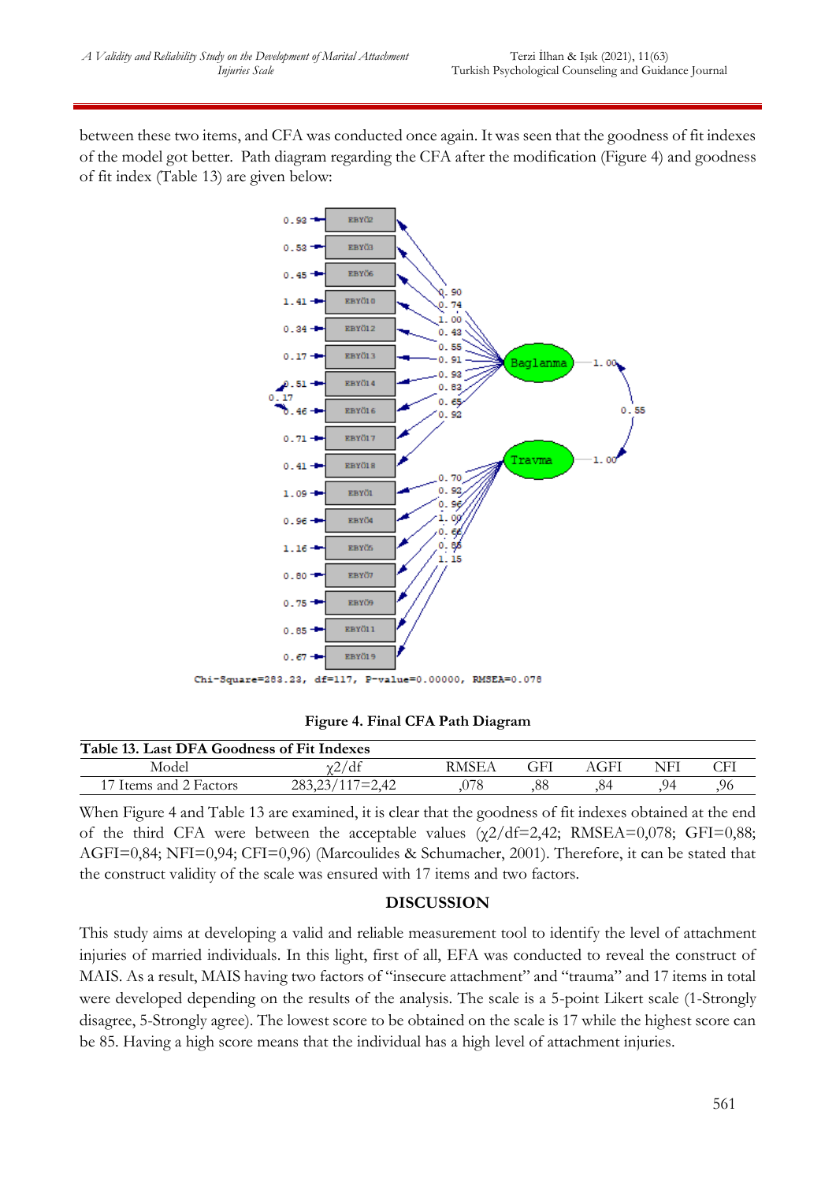between these two items, and CFA was conducted once again. It was seen that the goodness of fit indexes of the model got better. Path diagram regarding the CFA after the modification (Figure 4) and goodness of fit index (Table 13) are given below:

**Figure 4. Final CFA Path Diagram**

| Table 13. Last DFA Goodness of Fit Indexes | | | | | | |
|---|---|---|---|---|---|---|
| Model | $\chi 2/df$ | RMSEA | GFI | AGFI | NFI | CFI |
| 17 Items and 2 Factors | 283,23/117=2,42 | ,078 | ,88 | ,84 | ,94 | ,96 |

When Figure 4 and Table 13 are examined, it is clear that the goodness of fit indexes obtained at the end of the third CFA were between the acceptable values ($\chi 2/df$=2,42; RMSEA=0,078; GFI=0,88; AGFI=0,84; NFI=0,94; CFI=0,96) (Marcoulides & Schumacher, 2001). Therefore, it can be stated that the construct validity of the scale was ensured with 17 items and two factors.

## DISCUSSION

This study aims at developing a valid and reliable measurement tool to identify the level of attachment injuries of married individuals. In this light, first of all, EFA was conducted to reveal the construct of MAIS. As a result, MAIS having two factors of "insecure attachment" and "trauma" and 17 items in total were developed depending on the results of the analysis. The scale is a 5-point Likert scale (1-Strongly disagree, 5-Strongly agree). The lowest score to be obtained on the scale is 17 while the highest score can be 85. Having a high score means that the individual has a high level of attachment injuries.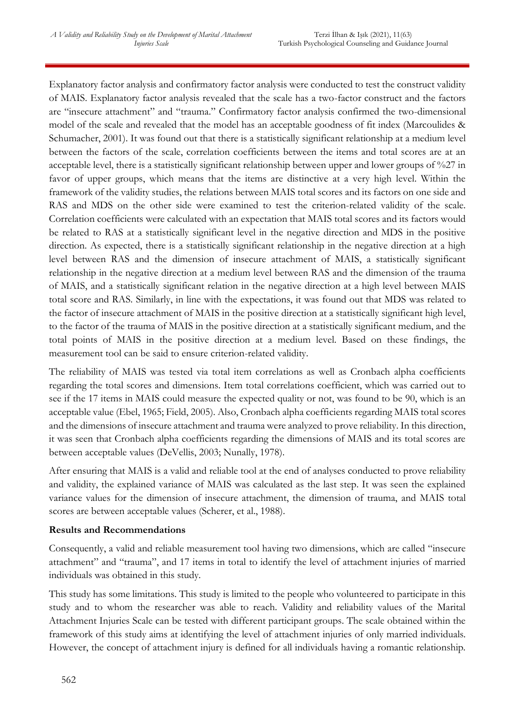Explanatory factor analysis and confirmatory factor analysis were conducted to test the construct validity of MAIS. Explanatory factor analysis revealed that the scale has a two-factor construct and the factors are "insecure attachment" and "trauma." Confirmatory factor analysis confirmed the two-dimensional model of the scale and revealed that the model has an acceptable goodness of fit index (Marcoulides & Schumacher, 2001). It was found out that there is a statistically significant relationship at a medium level between the factors of the scale, correlation coefficients between the items and total scores are at an acceptable level, there is a statistically significant relationship between upper and lower groups of %27 in favor of upper groups, which means that the items are distinctive at a very high level. Within the framework of the validity studies, the relations between MAIS total scores and its factors on one side and RAS and MDS on the other side were examined to test the criterion-related validity of the scale. Correlation coefficients were calculated with an expectation that MAIS total scores and its factors would be related to RAS at a statistically significant level in the negative direction and MDS in the positive direction. As expected, there is a statistically significant relationship in the negative direction at a high level between RAS and the dimension of insecure attachment of MAIS, a statistically significant relationship in the negative direction at a medium level between RAS and the dimension of the trauma of MAIS, and a statistically significant relation in the negative direction at a high level between MAIS total score and RAS. Similarly, in line with the expectations, it was found out that MDS was related to the factor of insecure attachment of MAIS in the positive direction at a statistically significant high level, to the factor of the trauma of MAIS in the positive direction at a statistically significant medium, and the total points of MAIS in the positive direction at a medium level. Based on these findings, the measurement tool can be said to ensure criterion-related validity.

The reliability of MAIS was tested via total item correlations as well as Cronbach alpha coefficients regarding the total scores and dimensions. Item total correlations coefficient, which was carried out to see if the 17 items in MAIS could measure the expected quality or not, was found to be 90, which is an acceptable value (Ebel, 1965; Field, 2005). Also, Cronbach alpha coefficients regarding MAIS total scores and the dimensions of insecure attachment and trauma were analyzed to prove reliability. In this direction, it was seen that Cronbach alpha coefficients regarding the dimensions of MAIS and its total scores are between acceptable values (DeVellis, 2003; Nunally, 1978).

After ensuring that MAIS is a valid and reliable tool at the end of analyses conducted to prove reliability and validity, the explained variance of MAIS was calculated as the last step. It was seen the explained variance values for the dimension of insecure attachment, the dimension of trauma, and MAIS total scores are between acceptable values (Scherer, et al., 1988).

**Results and Recommendations**

Consequently, a valid and reliable measurement tool having two dimensions, which are called "insecure attachment" and "trauma", and 17 items in total to identify the level of attachment injuries of married individuals was obtained in this study.

This study has some limitations. This study is limited to the people who volunteered to participate in this study and to whom the researcher was able to reach. Validity and reliability values of the Marital Attachment Injuries Scale can be tested with different participant groups. The scale obtained within the framework of this study aims at identifying the level of attachment injuries of only married individuals. However, the concept of attachment injury is defined for all individuals having a romantic relationship.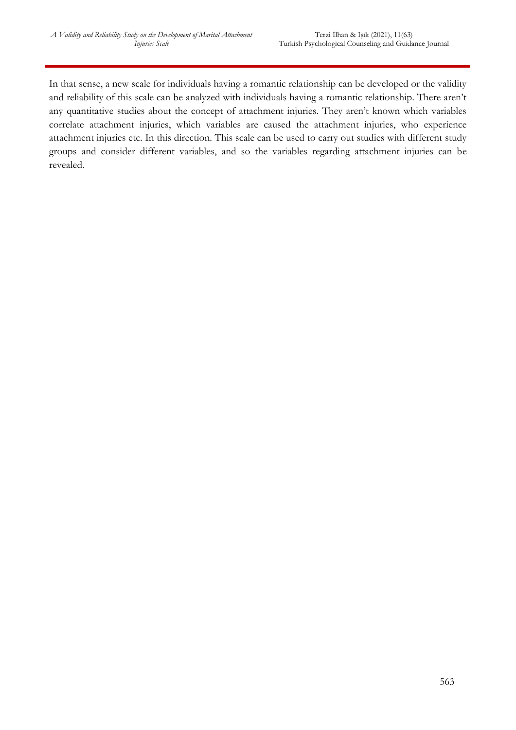In that sense, a new scale for individuals having a romantic relationship can be developed or the validity and reliability of this scale can be analyzed with individuals having a romantic relationship. There aren't any quantitative studies about the concept of attachment injuries. They aren't known which variables correlate attachment injuries, which variables are caused the attachment injuries, who experience attachment injuries etc. In this direction. This scale can be used to carry out studies with different study groups and consider different variables, and so the variables regarding attachment injuries can be revealed.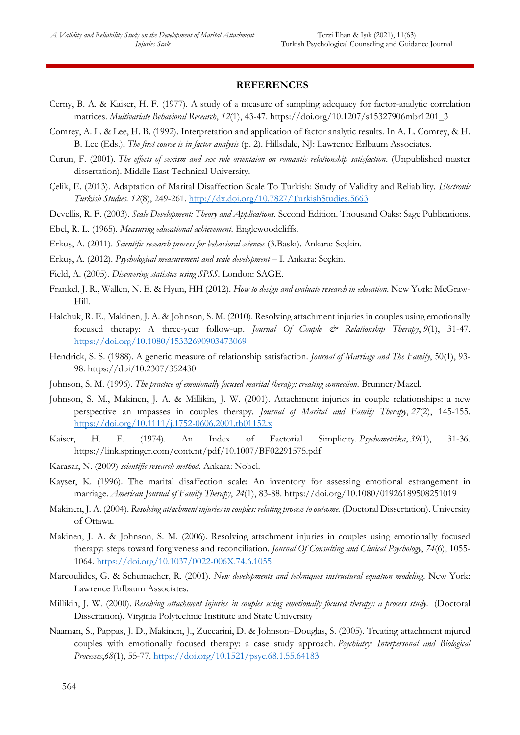## REFERENCES

Cerny, B. A. & Kaiser, H. F. (1977). A study of a measure of sampling adequacy for factor-analytic correlation matrices. *Multivariate Behavioral Research*, *12*(1), 43-47. https://doi.org/10.1207/s15327906mbr1201_3

Comrey, A. L. & Lee, H. B. (1992). Interpretation and application of factor analytic results. In A. L. Comrey, & H. B. Lee (Eds.), *The first course is in factor analysis* (p. 2). Hillsdale, NJ: Lawrence Erlbaum Associates.

Curun, F. (2001). *The effects of sexism and sex role orientaion on romantic relationship satisfaction*. (Unpublished master dissertation). Middle East Technical University.

Çelik, E. (2013). Adaptation of Marital Disaffection Scale To Turkish: Study of Validity and Reliability. *Electronic Turkish Studies. 12*(8), 249-261. http://dx.doi.org/10.7827/TurkishStudies.5663

Devellis, R. F. (2003). *Scale Development: Theory and Applications.* Second Edition. Thousand Oaks: Sage Publications.

Ebel, R. L. (1965). *Measuring educational achievement*. Englewoodcliffs.

Erkuş, A. (2011). *Scientific research process for behavioral sciences* (3.Baskı). Ankara: Seçkin.

Erkuş, A. (2012). *Psychological measurement and scale development* – I. Ankara: Seçkin.

Field, A. (2005). *Discovering statistics using SPSS*. London: SAGE.

Frankel, J. R., Wallen, N. E. & Hyun, HH (2012). *How to design and evaluate research in education*. New York: McGraw-Hill.

Halchuk, R. E., Makinen, J. A. & Johnson, S. M. (2010). Resolving attachment injuries in couples using emotionally focused therapy: A three-year follow-up. *Journal Of Couple & Relationship Therapy*, *9*(1), 31-47. https://doi.org/10.1080/15332690903473069

Hendrick, S. S. (1988). A generic measure of relationship satisfaction. *Journal of Marriage and The Family*, 50(1), 93-98. https://doi/10.2307/352430

Johnson, S. M. (1996). *The practice of emotionally focused marital therapy: creating connection*. Brunner/Mazel.

Johnson, S. M., Makinen, J. A. & Millikin, J. W. (2001). Attachment injuries in couple relationships: a new perspective an ımpasses in couples therapy. *Journal of Marital and Family Therapy*, *27*(2), 145-155. https://doi.org/10.1111/j.1752-0606.2001.tb01152.x

Kaiser, H. F. (1974). An Index of Factorial Simplicity. *Psychometrika*, *39*(1), 31-36. https://link.springer.com/content/pdf/10.1007/BF02291575.pdf

Karasar, N. (2009) *scientific research method*. Ankara: Nobel.

Kayser, K. (1996). The marital disaffection scale: An inventory for assessing emotional estrangement in marriage. *American Journal of Family Therapy*, *24*(1), 83-88. https://doi.org/10.1080/01926189508251019

Makinen, J. A. (2004). *Resolving attachment injuries in couples: relating process to outcome.* (Doctoral Dissertation). University of Ottawa.

Makinen, J. A. & Johnson, S. M. (2006). Resolving attachment injuries in couples using emotionally focused therapy: steps toward forgiveness and reconciliation. *Journal Of Consulting and Clinical Psychology*, *74*(6), 1055-1064. https://doi.org/10.1037/0022-006X.74.6.1055

Marcoulides, G. & Schumacher, R. (2001). *New developments and techniques instructural equation modeling*. New York: Lawrence Erlbaum Associates.

Millikin, J. W. (2000). *Resolving attachment injuries in couples using emotionally focused therapy: a process study.* (Doctoral Dissertation). Virginia Polytechnic Institute and State University

Naaman, S., Pappas, J. D., Makinen, J., Zuccarini, D. & Johnson–Douglas, S. (2005). Treating attachment ınjured couples with emotionally focused therapy: a case study approach. *Psychiatry: Interpersonal and Biological Processes*,*68*(1), 55-77. https://doi.org/10.1521/psyc.68.1.55.64183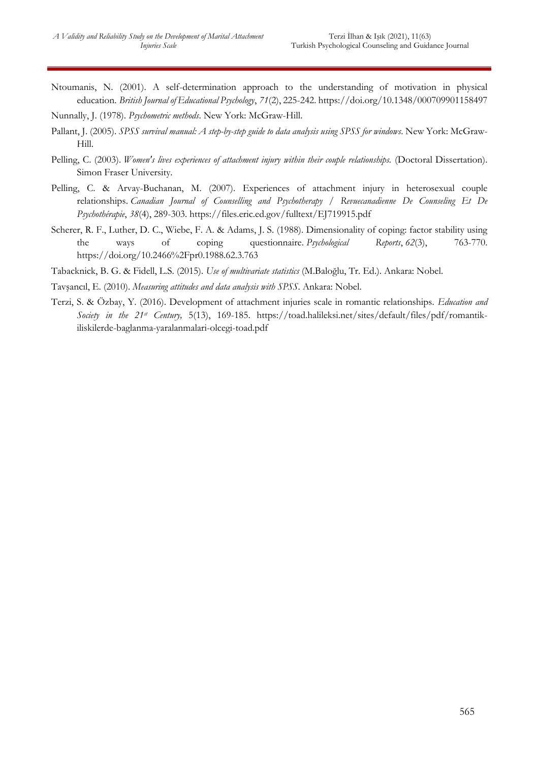Ntoumanis, N. (2001). A self-determination approach to the understanding of motivation in physical education. *British Journal of Educational Psychology*, *71*(2), 225-242. https://doi.org/10.1348/000709901158497

Nunnally, J. (1978). *Psychometric methods*. New York: McGraw-Hill.

Pallant, J. (2005). *SPSS survival manual: A step-by-step guide to data analysis using SPSS for windows*. New York: McGraw-Hill.

Pelling, C. (2003). *Women's lives experiences of attachment injury within their couple relationships.* (Doctoral Dissertation). Simon Fraser University.

Pelling, C. & Arvay-Buchanan, M. (2007). Experiences of attachment injury in heterosexual couple relationships. *Canadian Journal of Counselling and Psychotherapy / Revuecanadienne De Counseling Et De Psychothérapie*, *38*(4), 289-303. https://files.eric.ed.gov/fulltext/EJ719915.pdf

Scherer, R. F., Luther, D. C., Wiebe, F. A. & Adams, J. S. (1988). Dimensionality of coping: factor stability using the ways of coping questionnaire. *Psychological Reports*, *62*(3), 763-770. https://doi.org/10.2466%2Fpr0.1988.62.3.763

Tabacknick, B. G. & Fidell, L.S. (2015). *Use of multivariate statistics* (M.Baloğlu, Tr. Ed.). Ankara: Nobel.

Tavşancıl, E. (2010). *Measuring attitudes and data analysis with SPSS*. Ankara: Nobel.

Terzi, S. & Özbay, Y. (2016). Development of attachment injuries scale in romantic relationships. *Education and Society in the 21st Century,* 5(13), 169-185. https://toad.halileksi.net/sites/default/files/pdf/romantik-iliskilerde-baglanma-yaralanmalari-olcegi-toad.pdf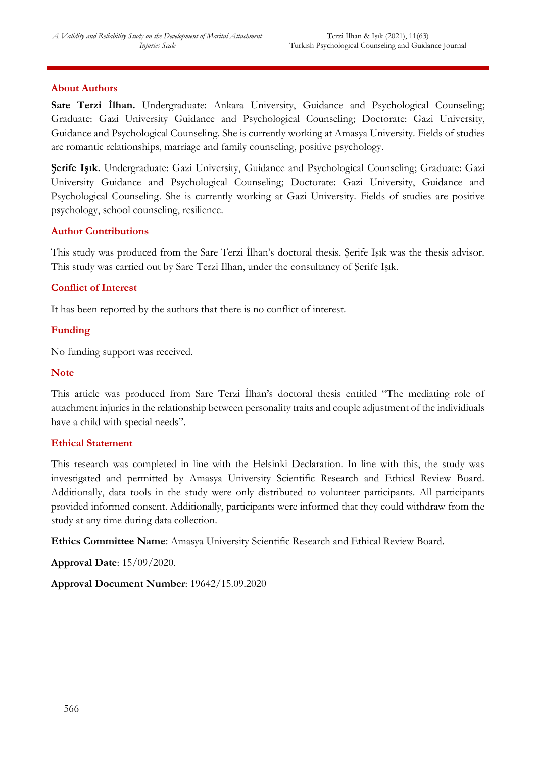## About Authors

**Sare Terzi İlhan.** Undergraduate: Ankara University, Guidance and Psychological Counseling; Graduate: Gazi University Guidance and Psychological Counseling; Doctorate: Gazi University, Guidance and Psychological Counseling. She is currently working at Amasya University. Fields of studies are romantic relationships, marriage and family counseling, positive psychology.

**Şerife Işık.** Undergraduate: Gazi University, Guidance and Psychological Counseling; Graduate: Gazi University Guidance and Psychological Counseling; Doctorate: Gazi University, Guidance and Psychological Counseling. She is currently working at Gazi University. Fields of studies are positive psychology, school counseling, resilience.

## Author Contributions

This study was produced from the Sare Terzi İlhan's doctoral thesis. Şerife Işık was the thesis advisor. This study was carried out by Sare Terzi Ilhan, under the consultancy of Şerife Işık.

## Conflict of Interest

It has been reported by the authors that there is no conflict of interest.

## Funding

No funding support was received.

## Note

This article was produced from Sare Terzi İlhan's doctoral thesis entitled "The mediating role of attachment injuries in the relationship between personality traits and couple adjustment of the individiuals have a child with special needs".

## Ethical Statement

This research was completed in line with the Helsinki Declaration. In line with this, the study was investigated and permitted by Amasya University Scientific Research and Ethical Review Board. Additionally, data tools in the study were only distributed to volunteer participants. All participants provided informed consent. Additionally, participants were informed that they could withdraw from the study at any time during data collection.

**Ethics Committee Name**: Amasya University Scientific Research and Ethical Review Board.

**Approval Date**: 15/09/2020.

**Approval Document Number**: 19642/15.09.2020